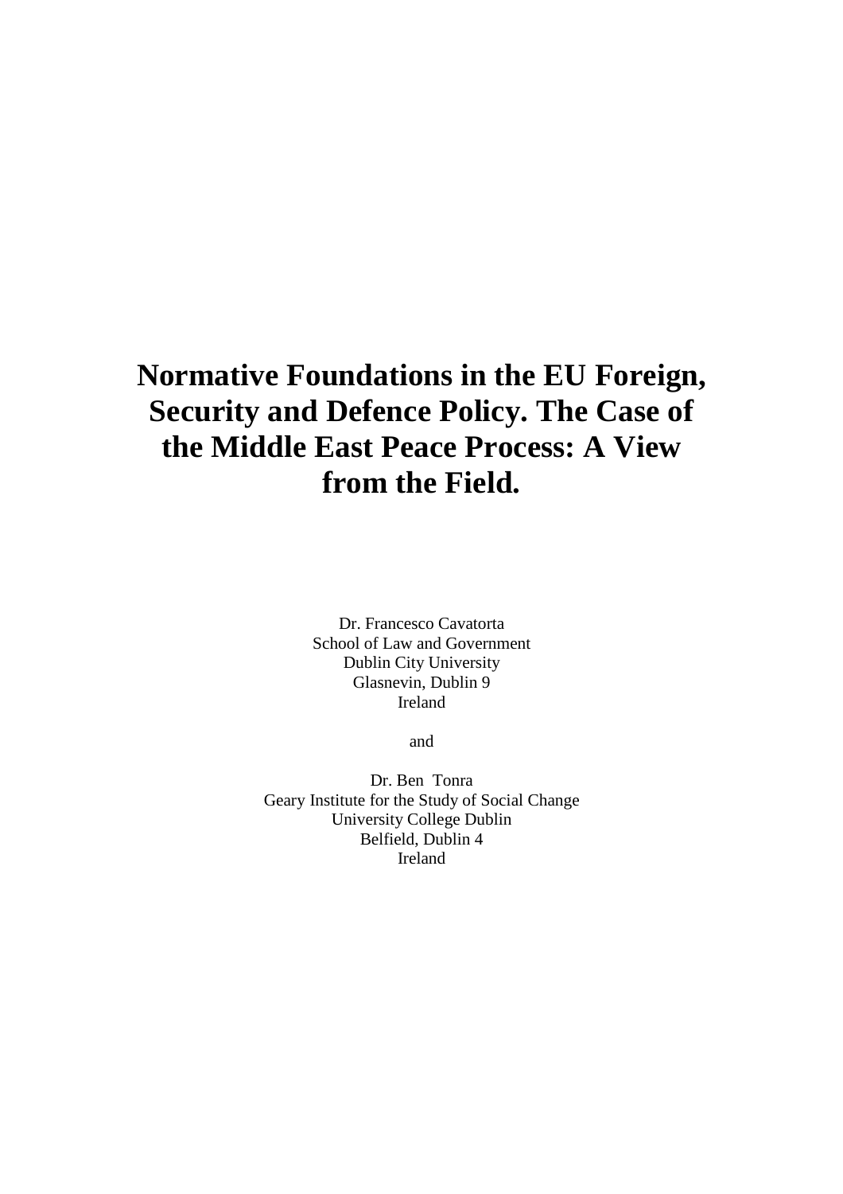# Normative Foundations in the EU Foreign, Security and Defence Policy. The Case of the Middle East Peace Process: A View from the Field.

Dr. Francesco Cavatorta
School of Law and Government
Dublin City University
Glasnevin, Dublin 9
Ireland

and

Dr. Ben Tonra
Geary Institute for the Study of Social Change
University College Dublin
Belfield, Dublin 4
Ireland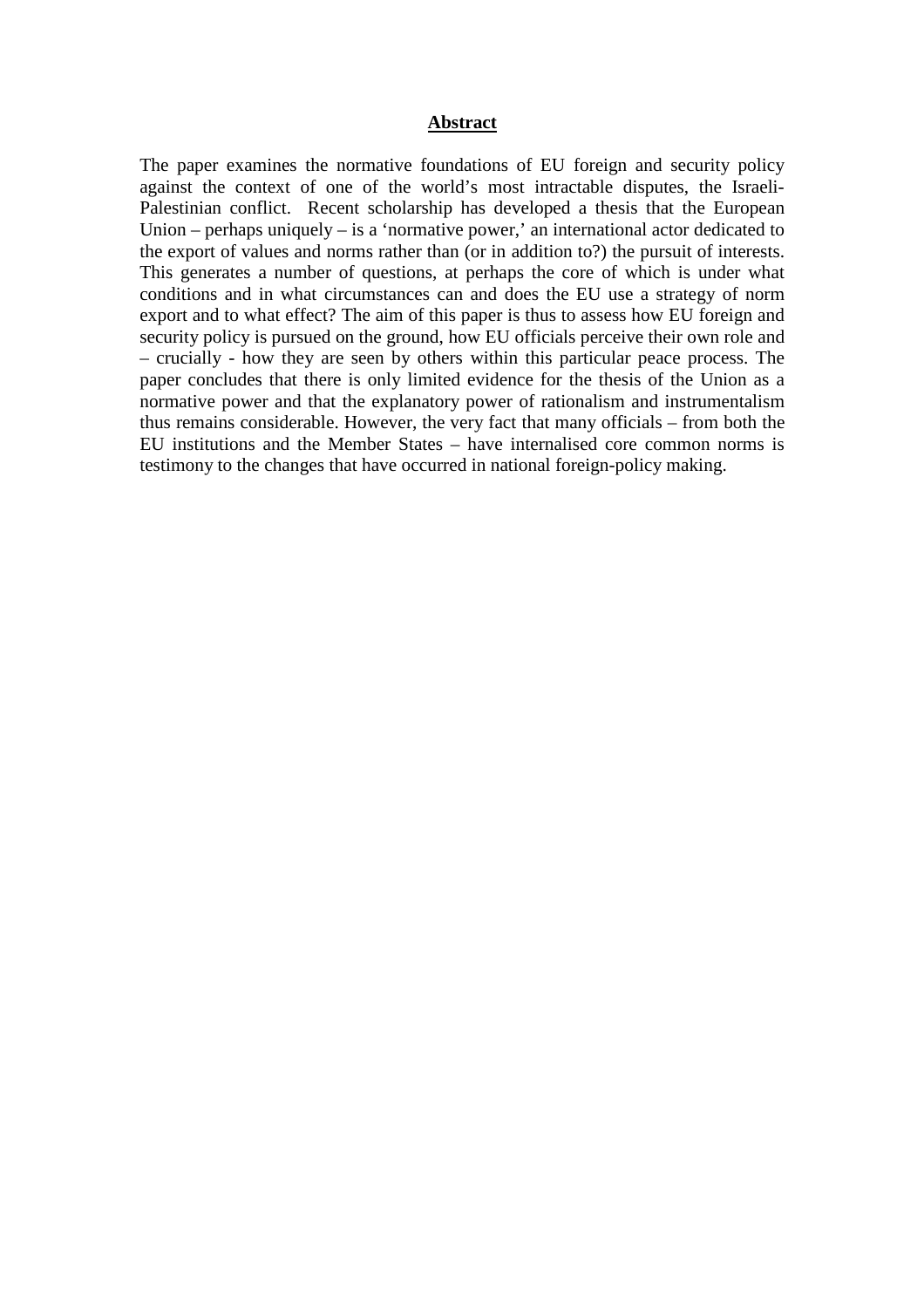## Abstract

The paper examines the normative foundations of EU foreign and security policy against the context of one of the world's most intractable disputes, the Israeli-Palestinian conflict. Recent scholarship has developed a thesis that the European Union – perhaps uniquely – is a 'normative power,' an international actor dedicated to the export of values and norms rather than (or in addition to?) the pursuit of interests. This generates a number of questions, at perhaps the core of which is under what conditions and in what circumstances can and does the EU use a strategy of norm export and to what effect? The aim of this paper is thus to assess how EU foreign and security policy is pursued on the ground, how EU officials perceive their own role and – crucially - how they are seen by others within this particular peace process. The paper concludes that there is only limited evidence for the thesis of the Union as a normative power and that the explanatory power of rationalism and instrumentalism thus remains considerable. However, the very fact that many officials – from both the EU institutions and the Member States – have internalised core common norms is testimony to the changes that have occurred in national foreign-policy making.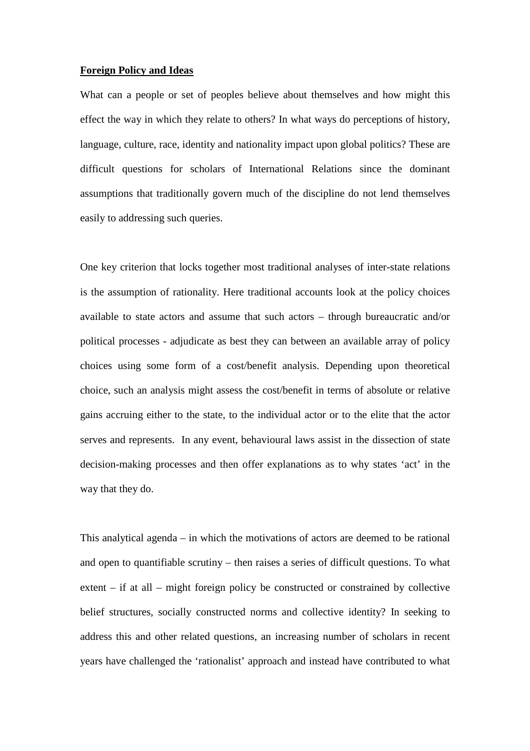**Foreign Policy and Ideas**

What can a people or set of peoples believe about themselves and how might this effect the way in which they relate to others? In what ways do perceptions of history, language, culture, race, identity and nationality impact upon global politics? These are difficult questions for scholars of International Relations since the dominant assumptions that traditionally govern much of the discipline do not lend themselves easily to addressing such queries.

One key criterion that locks together most traditional analyses of inter-state relations is the assumption of rationality. Here traditional accounts look at the policy choices available to state actors and assume that such actors – through bureaucratic and/or political processes - adjudicate as best they can between an available array of policy choices using some form of a cost/benefit analysis. Depending upon theoretical choice, such an analysis might assess the cost/benefit in terms of absolute or relative gains accruing either to the state, to the individual actor or to the elite that the actor serves and represents. In any event, behavioural laws assist in the dissection of state decision-making processes and then offer explanations as to why states 'act' in the way that they do.

This analytical agenda – in which the motivations of actors are deemed to be rational and open to quantifiable scrutiny – then raises a series of difficult questions. To what extent – if at all – might foreign policy be constructed or constrained by collective belief structures, socially constructed norms and collective identity? In seeking to address this and other related questions, an increasing number of scholars in recent years have challenged the 'rationalist' approach and instead have contributed to what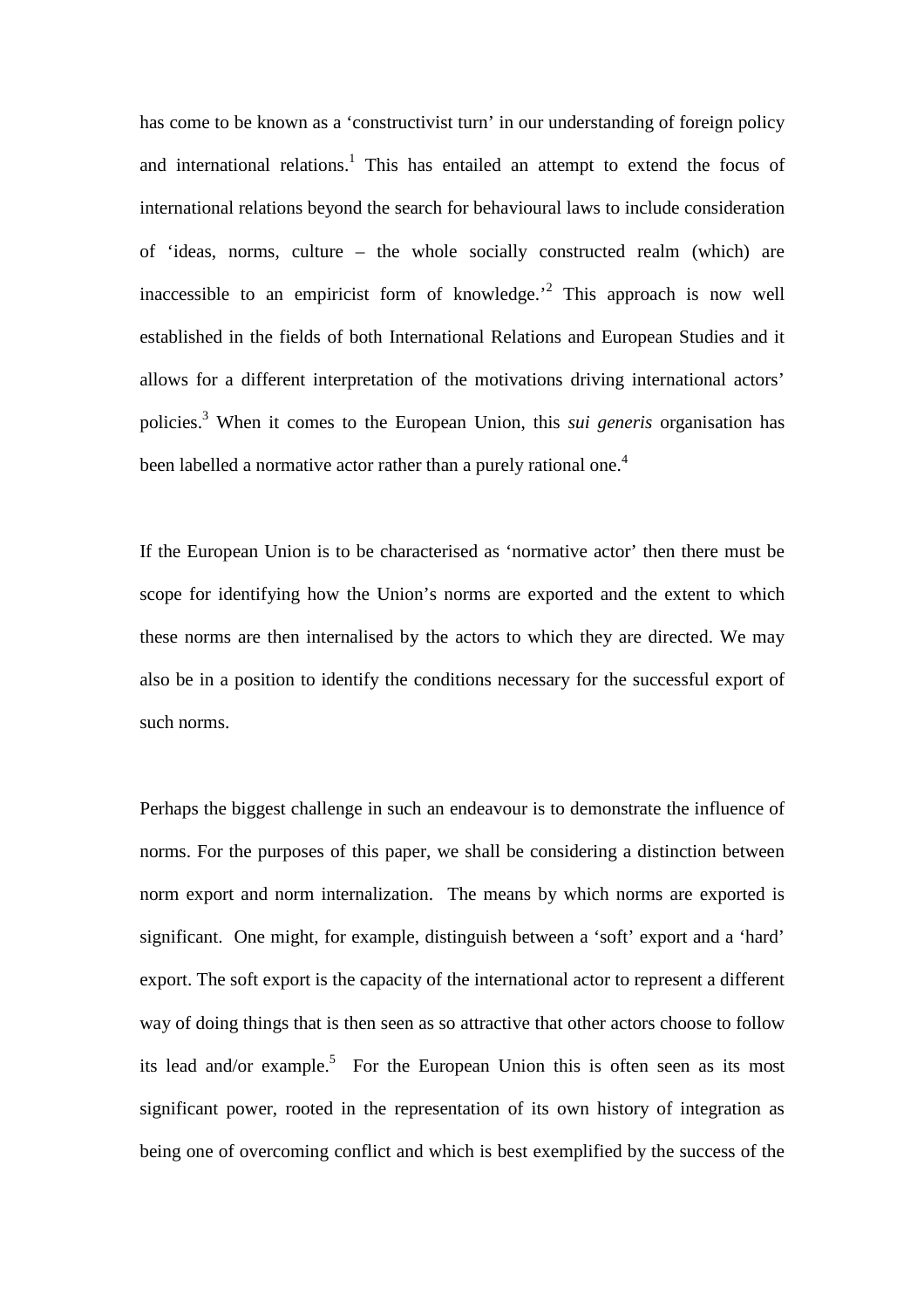has come to be known as a 'constructivist turn' in our understanding of foreign policy and international relations.[1] This has entailed an attempt to extend the focus of international relations beyond the search for behavioural laws to include consideration of 'ideas, norms, culture – the whole socially constructed realm (which) are inaccessible to an empiricist form of knowledge.'[2] This approach is now well established in the fields of both International Relations and European Studies and it allows for a different interpretation of the motivations driving international actors' policies.[3] When it comes to the European Union, this *sui generis* organisation has been labelled a normative actor rather than a purely rational one.[4]

If the European Union is to be characterised as 'normative actor' then there must be scope for identifying how the Union's norms are exported and the extent to which these norms are then internalised by the actors to which they are directed. We may also be in a position to identify the conditions necessary for the successful export of such norms.

Perhaps the biggest challenge in such an endeavour is to demonstrate the influence of norms. For the purposes of this paper, we shall be considering a distinction between norm export and norm internalization. The means by which norms are exported is significant. One might, for example, distinguish between a 'soft' export and a 'hard' export. The soft export is the capacity of the international actor to represent a different way of doing things that is then seen as so attractive that other actors choose to follow its lead and/or example.[5] For the European Union this is often seen as its most significant power, rooted in the representation of its own history of integration as being one of overcoming conflict and which is best exemplified by the success of the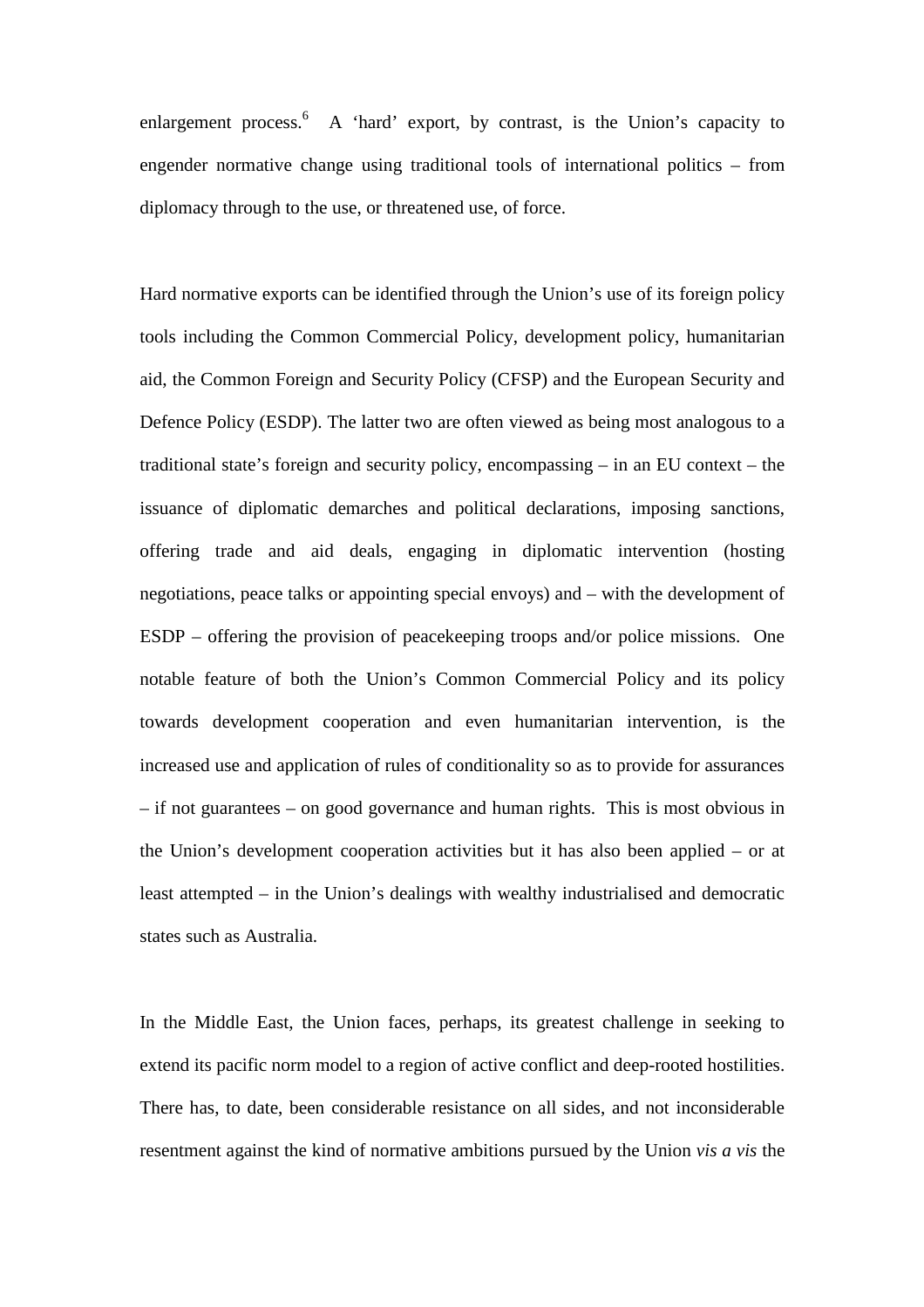enlargement process.[6] A 'hard' export, by contrast, is the Union's capacity to engender normative change using traditional tools of international politics – from diplomacy through to the use, or threatened use, of force.

Hard normative exports can be identified through the Union's use of its foreign policy tools including the Common Commercial Policy, development policy, humanitarian aid, the Common Foreign and Security Policy (CFSP) and the European Security and Defence Policy (ESDP). The latter two are often viewed as being most analogous to a traditional state's foreign and security policy, encompassing – in an EU context – the issuance of diplomatic demarches and political declarations, imposing sanctions, offering trade and aid deals, engaging in diplomatic intervention (hosting negotiations, peace talks or appointing special envoys) and – with the development of ESDP – offering the provision of peacekeeping troops and/or police missions. One notable feature of both the Union's Common Commercial Policy and its policy towards development cooperation and even humanitarian intervention, is the increased use and application of rules of conditionality so as to provide for assurances – if not guarantees – on good governance and human rights. This is most obvious in the Union's development cooperation activities but it has also been applied – or at least attempted – in the Union's dealings with wealthy industrialised and democratic states such as Australia.

In the Middle East, the Union faces, perhaps, its greatest challenge in seeking to extend its pacific norm model to a region of active conflict and deep-rooted hostilities. There has, to date, been considerable resistance on all sides, and not inconsiderable resentment against the kind of normative ambitions pursued by the Union *vis a vis* the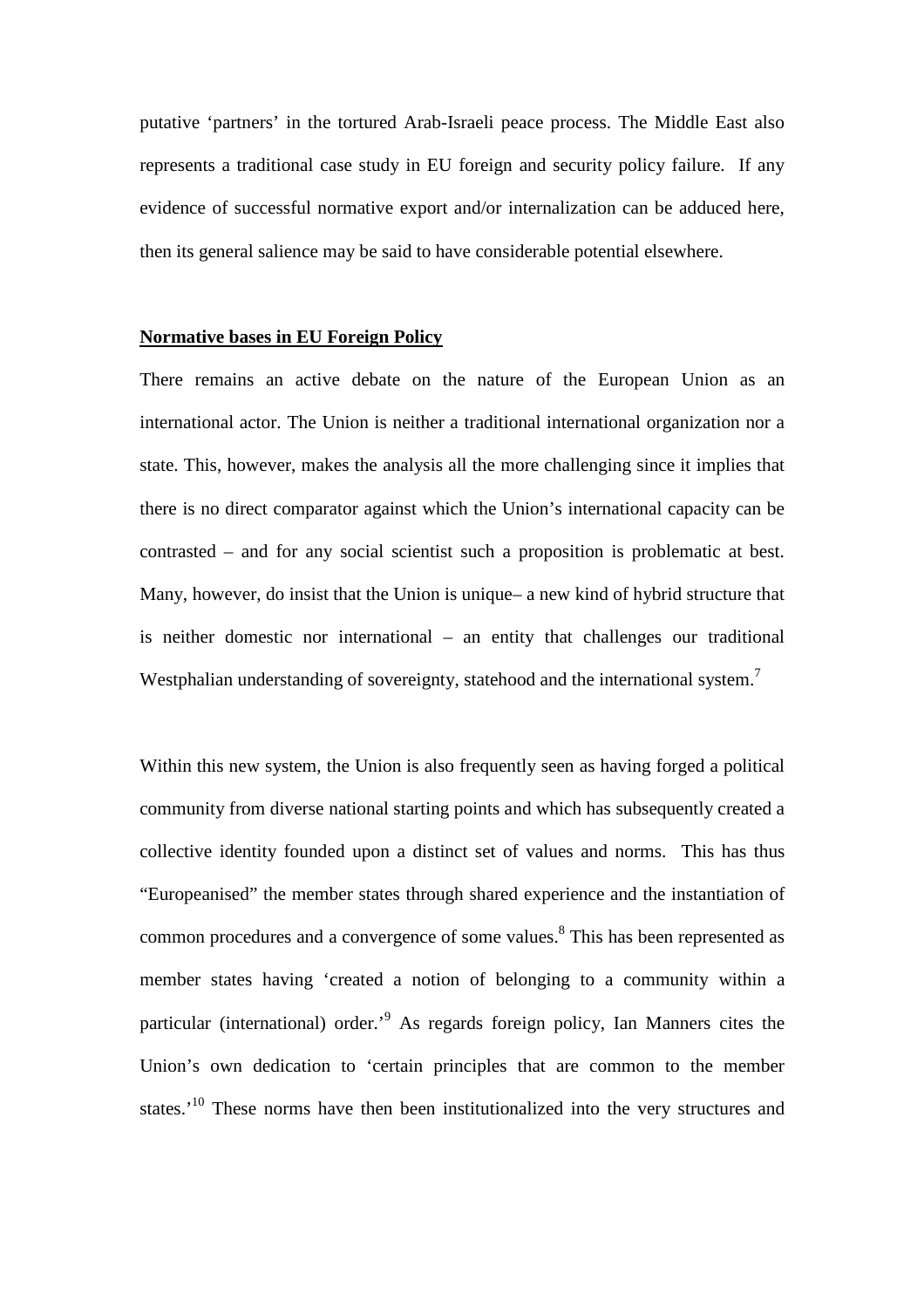putative 'partners' in the tortured Arab-Israeli peace process. The Middle East also represents a traditional case study in EU foreign and security policy failure. If any evidence of successful normative export and/or internalization can be adduced here, then its general salience may be said to have considerable potential elsewhere.

## Normative bases in EU Foreign Policy

There remains an active debate on the nature of the European Union as an international actor. The Union is neither a traditional international organization nor a state. This, however, makes the analysis all the more challenging since it implies that there is no direct comparator against which the Union's international capacity can be contrasted – and for any social scientist such a proposition is problematic at best. Many, however, do insist that the Union is unique– a new kind of hybrid structure that is neither domestic nor international – an entity that challenges our traditional Westphalian understanding of sovereignty, statehood and the international system.[7]

Within this new system, the Union is also frequently seen as having forged a political community from diverse national starting points and which has subsequently created a collective identity founded upon a distinct set of values and norms. This has thus "Europeanised" the member states through shared experience and the instantiation of common procedures and a convergence of some values.[8] This has been represented as member states having 'created a notion of belonging to a community within a particular (international) order.'[9] As regards foreign policy, Ian Manners cites the Union's own dedication to 'certain principles that are common to the member states.'[10] These norms have then been institutionalized into the very structures and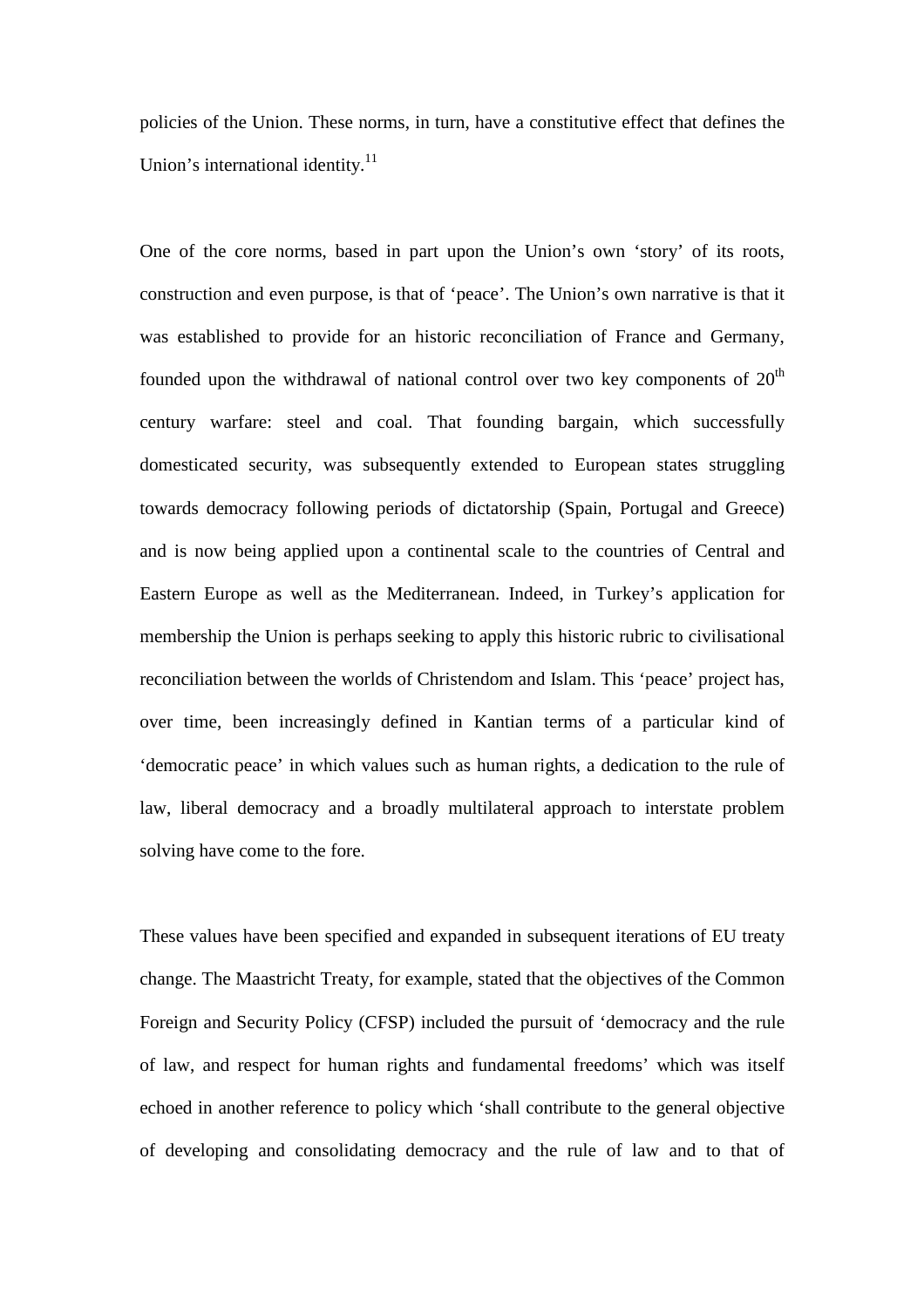policies of the Union. These norms, in turn, have a constitutive effect that defines the Union's international identity.[11]

One of the core norms, based in part upon the Union's own 'story' of its roots, construction and even purpose, is that of 'peace'. The Union's own narrative is that it was established to provide for an historic reconciliation of France and Germany, founded upon the withdrawal of national control over two key components of 20th century warfare: steel and coal. That founding bargain, which successfully domesticated security, was subsequently extended to European states struggling towards democracy following periods of dictatorship (Spain, Portugal and Greece) and is now being applied upon a continental scale to the countries of Central and Eastern Europe as well as the Mediterranean. Indeed, in Turkey's application for membership the Union is perhaps seeking to apply this historic rubric to civilisational reconciliation between the worlds of Christendom and Islam. This 'peace' project has, over time, been increasingly defined in Kantian terms of a particular kind of 'democratic peace' in which values such as human rights, a dedication to the rule of law, liberal democracy and a broadly multilateral approach to interstate problem solving have come to the fore.

These values have been specified and expanded in subsequent iterations of EU treaty change. The Maastricht Treaty, for example, stated that the objectives of the Common Foreign and Security Policy (CFSP) included the pursuit of 'democracy and the rule of law, and respect for human rights and fundamental freedoms' which was itself echoed in another reference to policy which 'shall contribute to the general objective of developing and consolidating democracy and the rule of law and to that of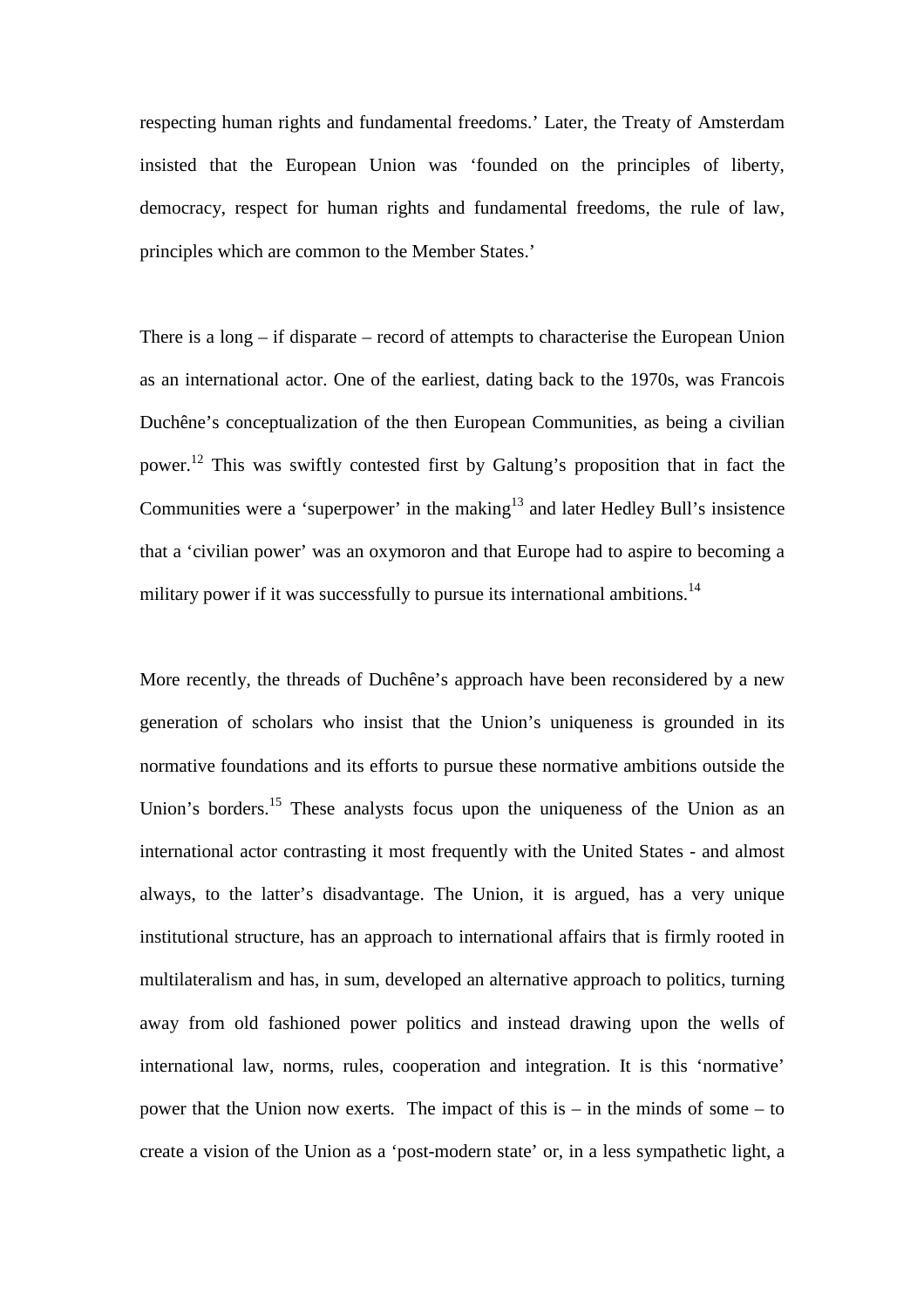respecting human rights and fundamental freedoms.' Later, the Treaty of Amsterdam insisted that the European Union was 'founded on the principles of liberty, democracy, respect for human rights and fundamental freedoms, the rule of law, principles which are common to the Member States.'

There is a long – if disparate – record of attempts to characterise the European Union as an international actor. One of the earliest, dating back to the 1970s, was Francois Duchêne's conceptualization of the then European Communities, as being a civilian power.[12] This was swiftly contested first by Galtung's proposition that in fact the Communities were a 'superpower' in the making[13] and later Hedley Bull's insistence that a 'civilian power' was an oxymoron and that Europe had to aspire to becoming a military power if it was successfully to pursue its international ambitions.[14]

More recently, the threads of Duchêne's approach have been reconsidered by a new generation of scholars who insist that the Union's uniqueness is grounded in its normative foundations and its efforts to pursue these normative ambitions outside the Union's borders.[15] These analysts focus upon the uniqueness of the Union as an international actor contrasting it most frequently with the United States - and almost always, to the latter's disadvantage. The Union, it is argued, has a very unique institutional structure, has an approach to international affairs that is firmly rooted in multilateralism and has, in sum, developed an alternative approach to politics, turning away from old fashioned power politics and instead drawing upon the wells of international law, norms, rules, cooperation and integration. It is this 'normative' power that the Union now exerts. The impact of this is – in the minds of some – to create a vision of the Union as a 'post-modern state' or, in a less sympathetic light, a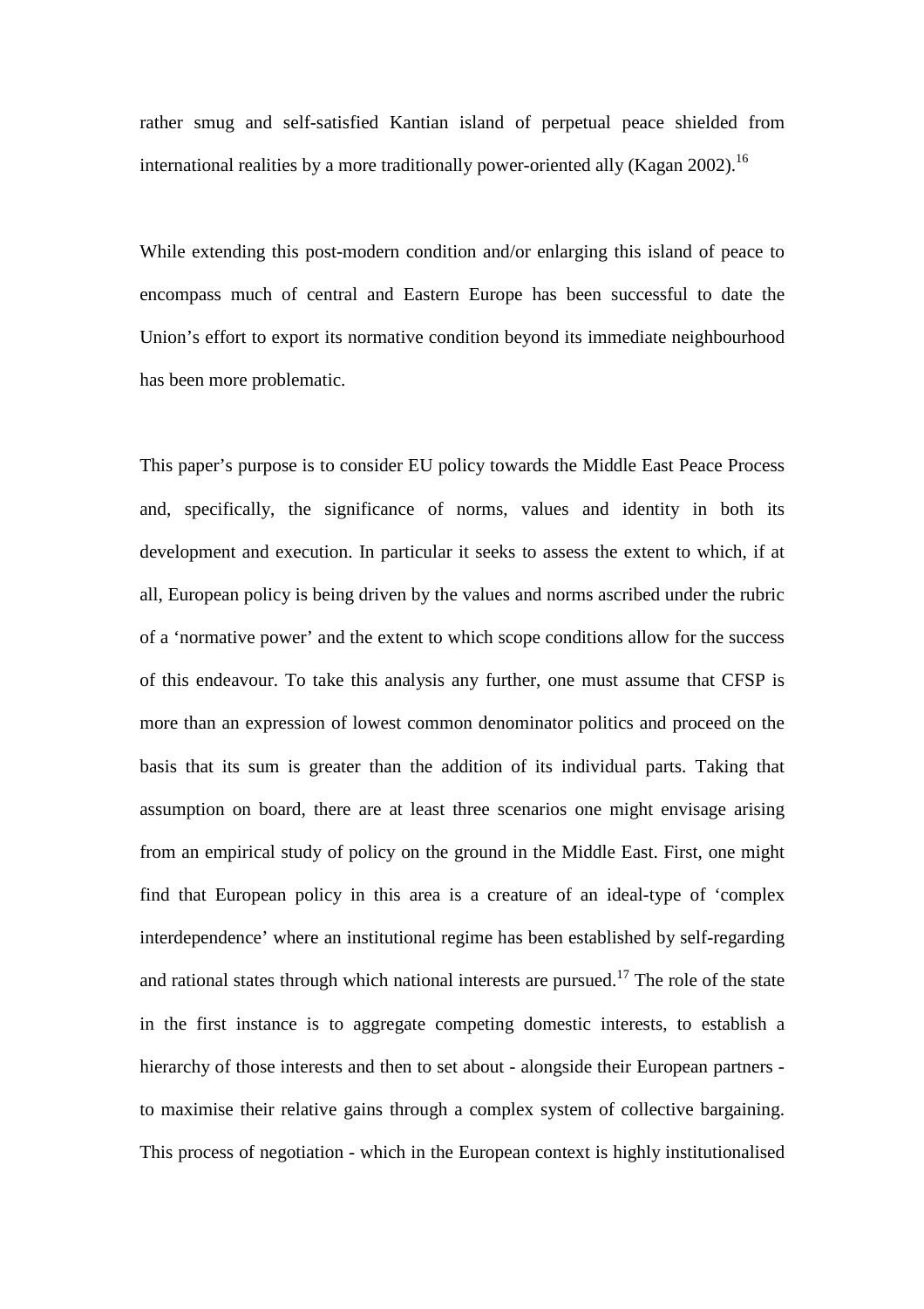rather smug and self-satisfied Kantian island of perpetual peace shielded from international realities by a more traditionally power-oriented ally (Kagan 2002).[16]

While extending this post-modern condition and/or enlarging this island of peace to encompass much of central and Eastern Europe has been successful to date the Union's effort to export its normative condition beyond its immediate neighbourhood has been more problematic.

This paper's purpose is to consider EU policy towards the Middle East Peace Process and, specifically, the significance of norms, values and identity in both its development and execution. In particular it seeks to assess the extent to which, if at all, European policy is being driven by the values and norms ascribed under the rubric of a 'normative power' and the extent to which scope conditions allow for the success of this endeavour. To take this analysis any further, one must assume that CFSP is more than an expression of lowest common denominator politics and proceed on the basis that its sum is greater than the addition of its individual parts. Taking that assumption on board, there are at least three scenarios one might envisage arising from an empirical study of policy on the ground in the Middle East. First, one might find that European policy in this area is a creature of an ideal-type of 'complex interdependence' where an institutional regime has been established by self-regarding and rational states through which national interests are pursued.[17] The role of the state in the first instance is to aggregate competing domestic interests, to establish a hierarchy of those interests and then to set about - alongside their European partners - to maximise their relative gains through a complex system of collective bargaining. This process of negotiation - which in the European context is highly institutionalised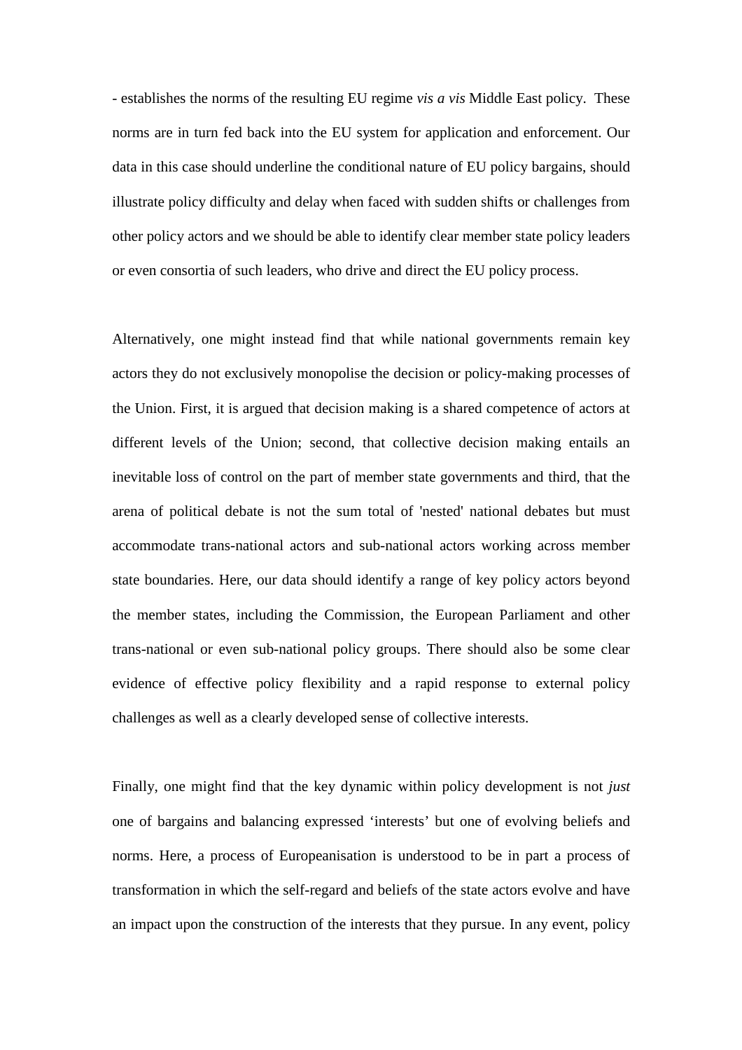- establishes the norms of the resulting EU regime *vis a vis* Middle East policy. These norms are in turn fed back into the EU system for application and enforcement. Our data in this case should underline the conditional nature of EU policy bargains, should illustrate policy difficulty and delay when faced with sudden shifts or challenges from other policy actors and we should be able to identify clear member state policy leaders or even consortia of such leaders, who drive and direct the EU policy process.

Alternatively, one might instead find that while national governments remain key actors they do not exclusively monopolise the decision or policy-making processes of the Union. First, it is argued that decision making is a shared competence of actors at different levels of the Union; second, that collective decision making entails an inevitable loss of control on the part of member state governments and third, that the arena of political debate is not the sum total of 'nested' national debates but must accommodate trans-national actors and sub-national actors working across member state boundaries. Here, our data should identify a range of key policy actors beyond the member states, including the Commission, the European Parliament and other trans-national or even sub-national policy groups. There should also be some clear evidence of effective policy flexibility and a rapid response to external policy challenges as well as a clearly developed sense of collective interests.

Finally, one might find that the key dynamic within policy development is not *just* one of bargains and balancing expressed 'interests' but one of evolving beliefs and norms. Here, a process of Europeanisation is understood to be in part a process of transformation in which the self-regard and beliefs of the state actors evolve and have an impact upon the construction of the interests that they pursue. In any event, policy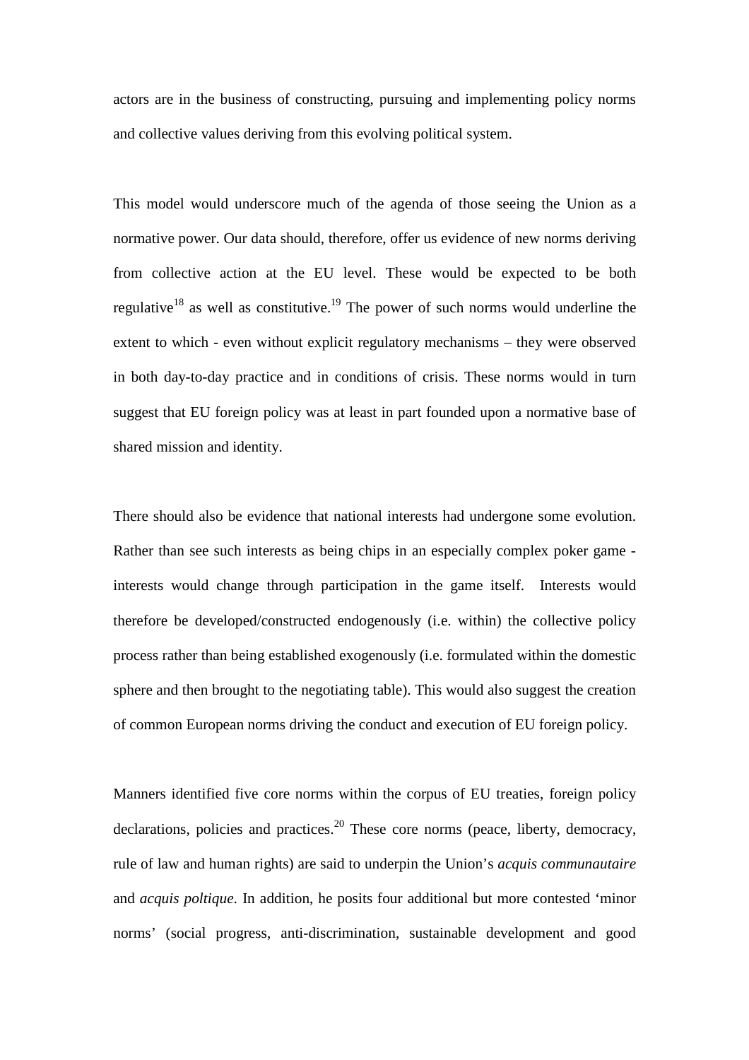actors are in the business of constructing, pursuing and implementing policy norms and collective values deriving from this evolving political system.

This model would underscore much of the agenda of those seeing the Union as a normative power. Our data should, therefore, offer us evidence of new norms deriving from collective action at the EU level. These would be expected to be both regulative[18] as well as constitutive.[19] The power of such norms would underline the extent to which - even without explicit regulatory mechanisms – they were observed in both day-to-day practice and in conditions of crisis. These norms would in turn suggest that EU foreign policy was at least in part founded upon a normative base of shared mission and identity.

There should also be evidence that national interests had undergone some evolution. Rather than see such interests as being chips in an especially complex poker game - interests would change through participation in the game itself. Interests would therefore be developed/constructed endogenously (i.e. within) the collective policy process rather than being established exogenously (i.e. formulated within the domestic sphere and then brought to the negotiating table). This would also suggest the creation of common European norms driving the conduct and execution of EU foreign policy.

Manners identified five core norms within the corpus of EU treaties, foreign policy declarations, policies and practices.[20] These core norms (peace, liberty, democracy, rule of law and human rights) are said to underpin the Union's *acquis communautaire* and *acquis poltique*. In addition, he posits four additional but more contested 'minor norms' (social progress, anti-discrimination, sustainable development and good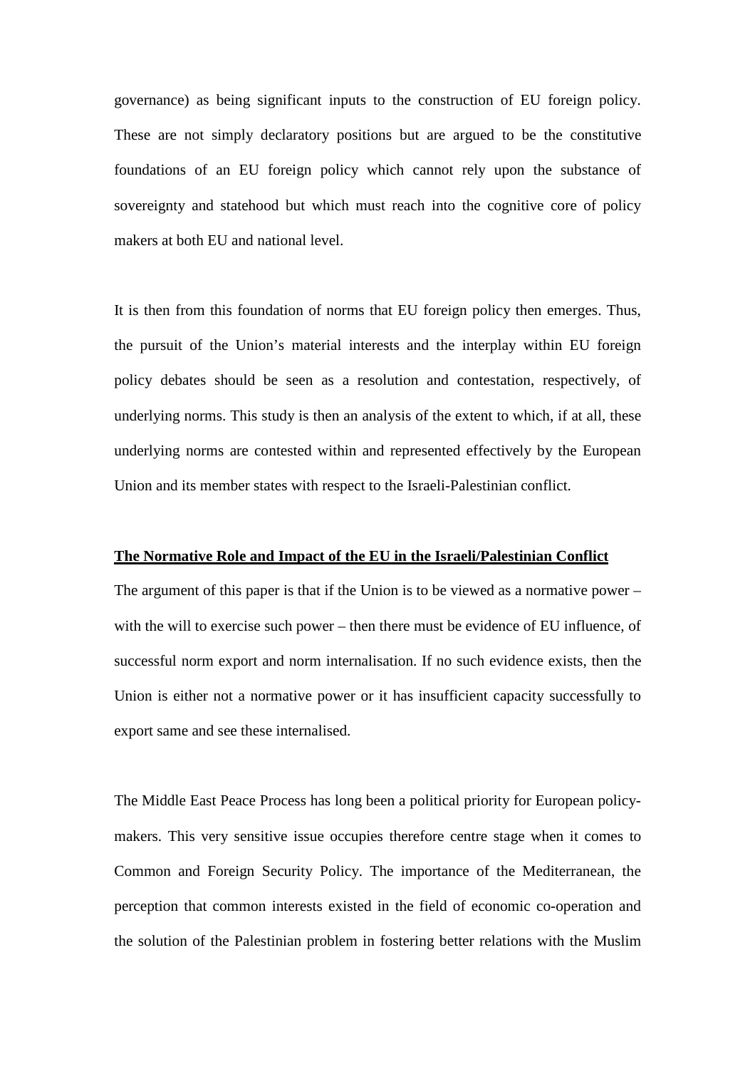governance) as being significant inputs to the construction of EU foreign policy. These are not simply declaratory positions but are argued to be the constitutive foundations of an EU foreign policy which cannot rely upon the substance of sovereignty and statehood but which must reach into the cognitive core of policy makers at both EU and national level.

It is then from this foundation of norms that EU foreign policy then emerges. Thus, the pursuit of the Union's material interests and the interplay within EU foreign policy debates should be seen as a resolution and contestation, respectively, of underlying norms. This study is then an analysis of the extent to which, if at all, these underlying norms are contested within and represented effectively by the European Union and its member states with respect to the Israeli-Palestinian conflict.

## The Normative Role and Impact of the EU in the Israeli/Palestinian Conflict

The argument of this paper is that if the Union is to be viewed as a normative power – with the will to exercise such power – then there must be evidence of EU influence, of successful norm export and norm internalisation. If no such evidence exists, then the Union is either not a normative power or it has insufficient capacity successfully to export same and see these internalised.

The Middle East Peace Process has long been a political priority for European policy-makers. This very sensitive issue occupies therefore centre stage when it comes to Common and Foreign Security Policy. The importance of the Mediterranean, the perception that common interests existed in the field of economic co-operation and the solution of the Palestinian problem in fostering better relations with the Muslim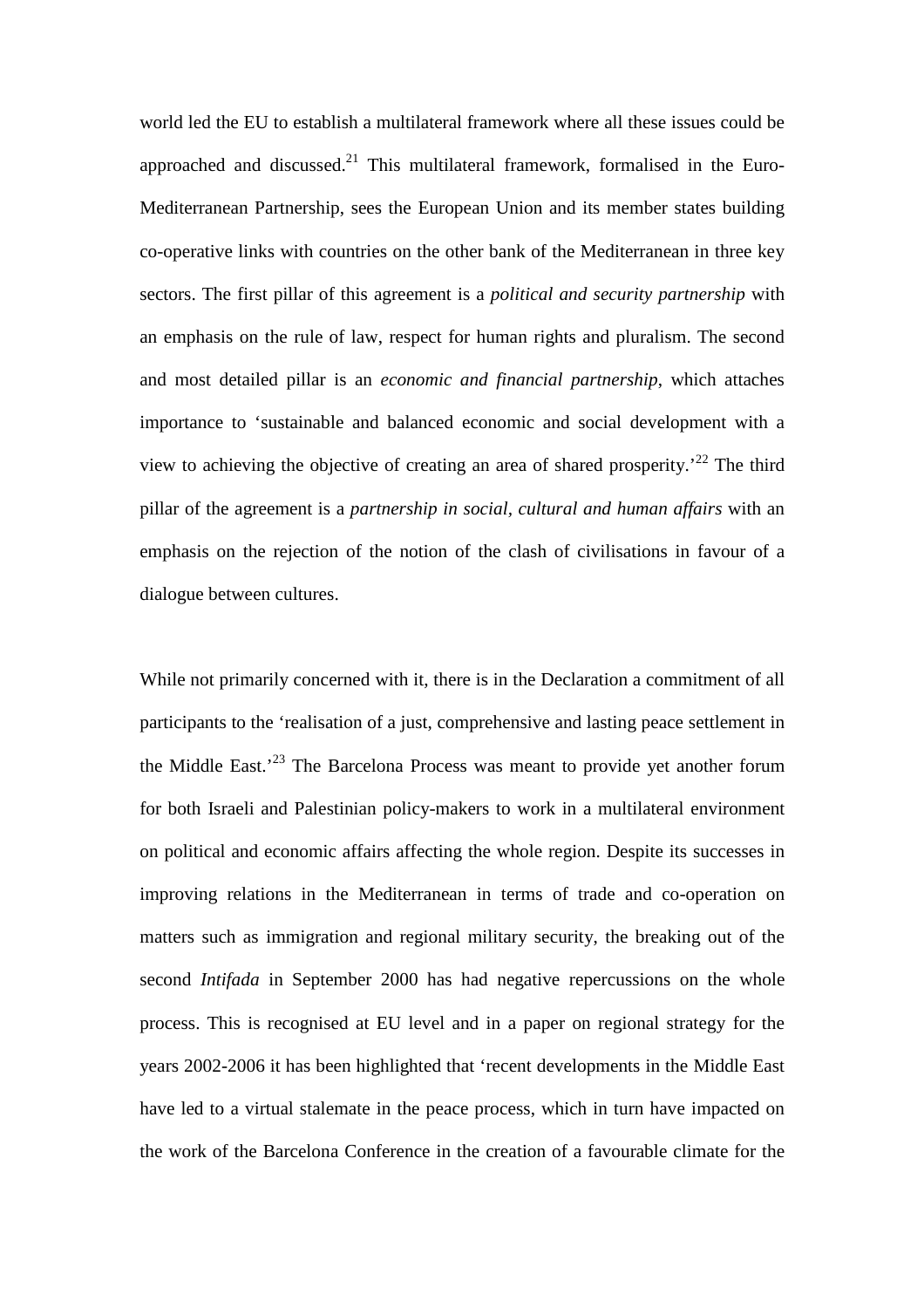world led the EU to establish a multilateral framework where all these issues could be approached and discussed.[21] This multilateral framework, formalised in the Euro-Mediterranean Partnership, sees the European Union and its member states building co-operative links with countries on the other bank of the Mediterranean in three key sectors. The first pillar of this agreement is a *political and security partnership* with an emphasis on the rule of law, respect for human rights and pluralism. The second and most detailed pillar is an *economic and financial partnership*, which attaches importance to 'sustainable and balanced economic and social development with a view to achieving the objective of creating an area of shared prosperity.'[22] The third pillar of the agreement is a *partnership in social, cultural and human affairs* with an emphasis on the rejection of the notion of the clash of civilisations in favour of a dialogue between cultures.

While not primarily concerned with it, there is in the Declaration a commitment of all participants to the 'realisation of a just, comprehensive and lasting peace settlement in the Middle East.'[23] The Barcelona Process was meant to provide yet another forum for both Israeli and Palestinian policy-makers to work in a multilateral environment on political and economic affairs affecting the whole region. Despite its successes in improving relations in the Mediterranean in terms of trade and co-operation on matters such as immigration and regional military security, the breaking out of the second *Intifada* in September 2000 has had negative repercussions on the whole process. This is recognised at EU level and in a paper on regional strategy for the years 2002-2006 it has been highlighted that 'recent developments in the Middle East have led to a virtual stalemate in the peace process, which in turn have impacted on the work of the Barcelona Conference in the creation of a favourable climate for the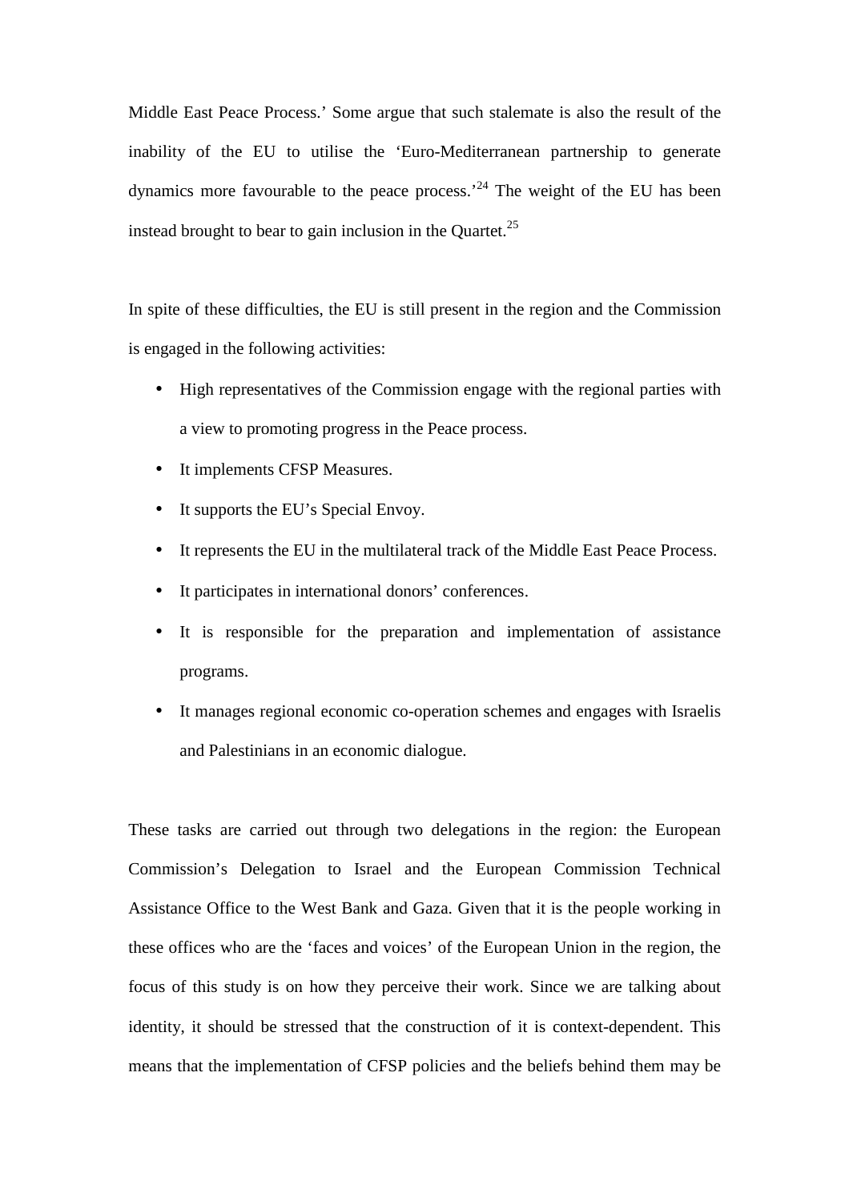Middle East Peace Process.' Some argue that such stalemate is also the result of the inability of the EU to utilise the 'Euro-Mediterranean partnership to generate dynamics more favourable to the peace process.'[24] The weight of the EU has been instead brought to bear to gain inclusion in the Quartet.[25]

In spite of these difficulties, the EU is still present in the region and the Commission is engaged in the following activities:

- High representatives of the Commission engage with the regional parties with a view to promoting progress in the Peace process.
- It implements CFSP Measures.
- It supports the EU's Special Envoy.
- It represents the EU in the multilateral track of the Middle East Peace Process.
- It participates in international donors' conferences.
- It is responsible for the preparation and implementation of assistance programs.
- It manages regional economic co-operation schemes and engages with Israelis and Palestinians in an economic dialogue.

These tasks are carried out through two delegations in the region: the European Commission's Delegation to Israel and the European Commission Technical Assistance Office to the West Bank and Gaza. Given that it is the people working in these offices who are the 'faces and voices' of the European Union in the region, the focus of this study is on how they perceive their work. Since we are talking about identity, it should be stressed that the construction of it is context-dependent. This means that the implementation of CFSP policies and the beliefs behind them may be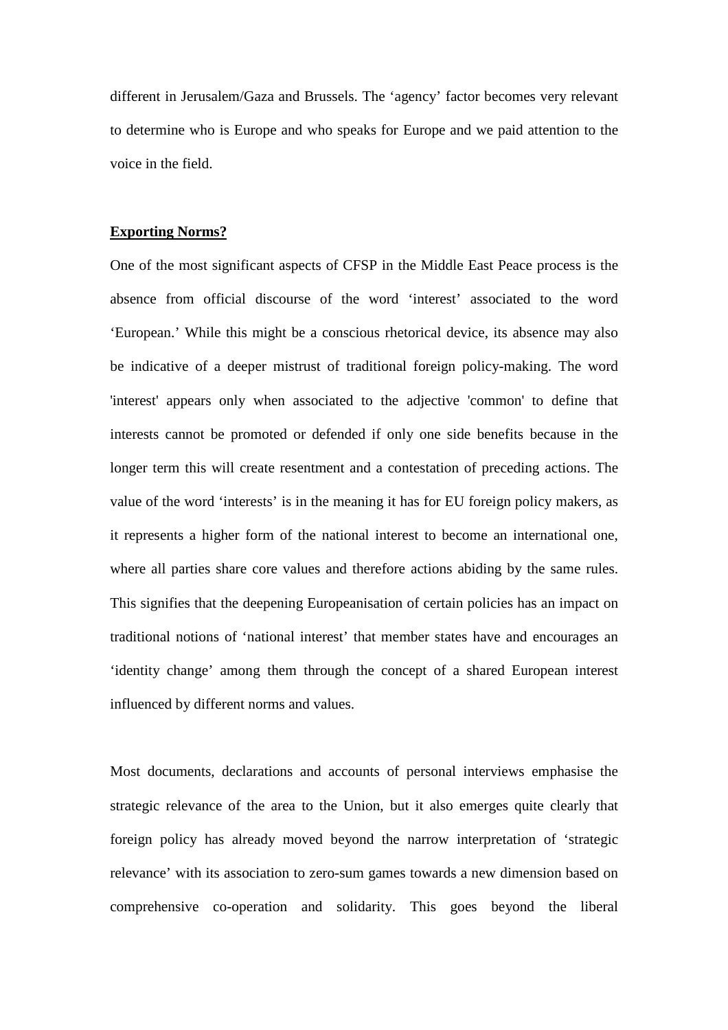different in Jerusalem/Gaza and Brussels. The 'agency' factor becomes very relevant to determine who is Europe and who speaks for Europe and we paid attention to the voice in the field.

## Exporting Norms?

One of the most significant aspects of CFSP in the Middle East Peace process is the absence from official discourse of the word 'interest' associated to the word 'European.' While this might be a conscious rhetorical device, its absence may also be indicative of a deeper mistrust of traditional foreign policy-making. The word 'interest' appears only when associated to the adjective 'common' to define that interests cannot be promoted or defended if only one side benefits because in the longer term this will create resentment and a contestation of preceding actions. The value of the word 'interests' is in the meaning it has for EU foreign policy makers, as it represents a higher form of the national interest to become an international one, where all parties share core values and therefore actions abiding by the same rules. This signifies that the deepening Europeanisation of certain policies has an impact on traditional notions of 'national interest' that member states have and encourages an 'identity change' among them through the concept of a shared European interest influenced by different norms and values.

Most documents, declarations and accounts of personal interviews emphasise the strategic relevance of the area to the Union, but it also emerges quite clearly that foreign policy has already moved beyond the narrow interpretation of 'strategic relevance' with its association to zero-sum games towards a new dimension based on comprehensive co-operation and solidarity. This goes beyond the liberal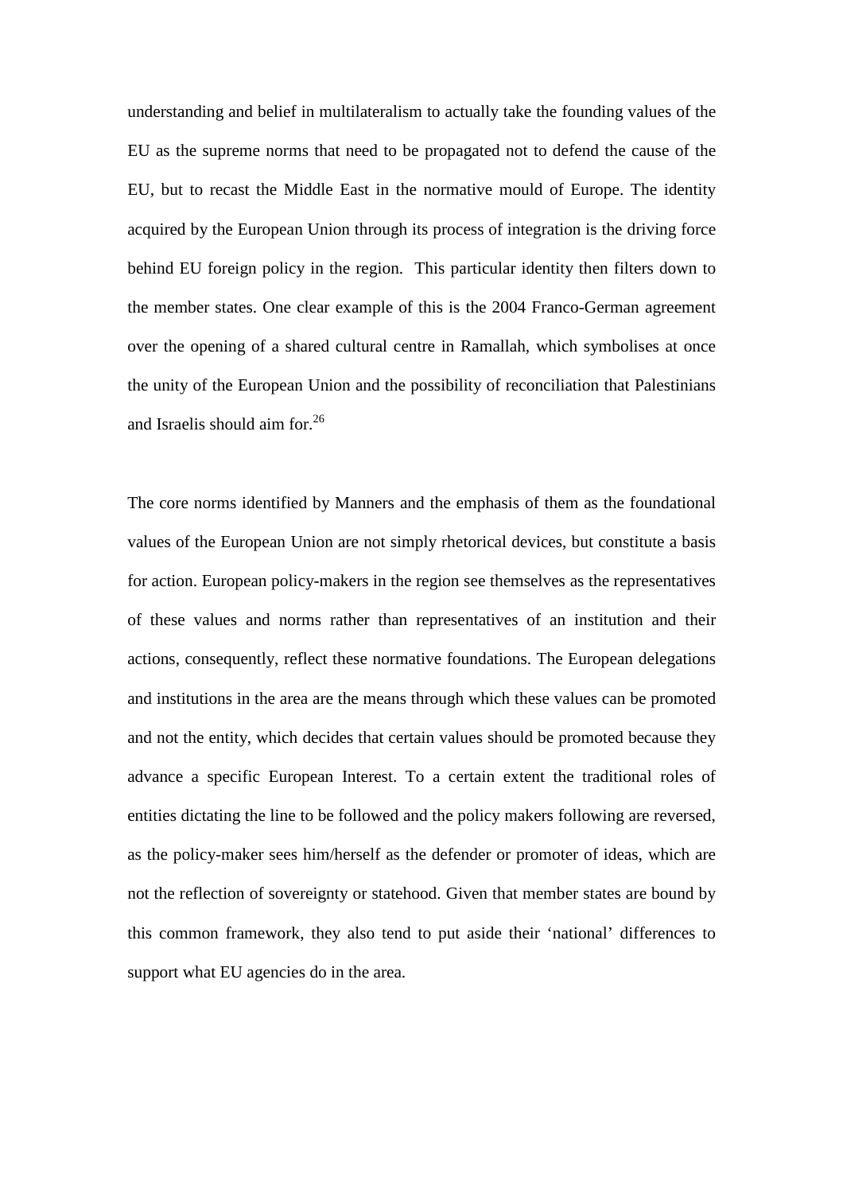understanding and belief in multilateralism to actually take the founding values of the EU as the supreme norms that need to be propagated not to defend the cause of the EU, but to recast the Middle East in the normative mould of Europe. The identity acquired by the European Union through its process of integration is the driving force behind EU foreign policy in the region. This particular identity then filters down to the member states. One clear example of this is the 2004 Franco-German agreement over the opening of a shared cultural centre in Ramallah, which symbolises at once the unity of the European Union and the possibility of reconciliation that Palestinians and Israelis should aim for.[26]

The core norms identified by Manners and the emphasis of them as the foundational values of the European Union are not simply rhetorical devices, but constitute a basis for action. European policy-makers in the region see themselves as the representatives of these values and norms rather than representatives of an institution and their actions, consequently, reflect these normative foundations. The European delegations and institutions in the area are the means through which these values can be promoted and not the entity, which decides that certain values should be promoted because they advance a specific European Interest. To a certain extent the traditional roles of entities dictating the line to be followed and the policy makers following are reversed, as the policy-maker sees him/herself as the defender or promoter of ideas, which are not the reflection of sovereignty or statehood. Given that member states are bound by this common framework, they also tend to put aside their 'national' differences to support what EU agencies do in the area.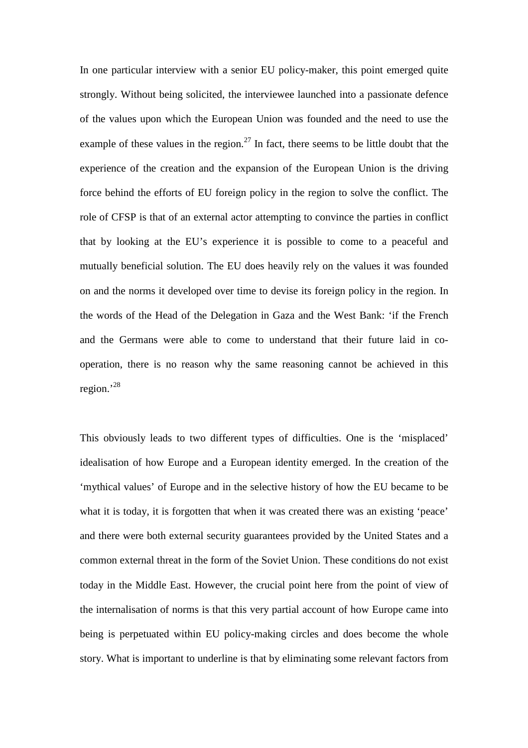In one particular interview with a senior EU policy-maker, this point emerged quite strongly. Without being solicited, the interviewee launched into a passionate defence of the values upon which the European Union was founded and the need to use the example of these values in the region.[27] In fact, there seems to be little doubt that the experience of the creation and the expansion of the European Union is the driving force behind the efforts of EU foreign policy in the region to solve the conflict. The role of CFSP is that of an external actor attempting to convince the parties in conflict that by looking at the EU's experience it is possible to come to a peaceful and mutually beneficial solution. The EU does heavily rely on the values it was founded on and the norms it developed over time to devise its foreign policy in the region. In the words of the Head of the Delegation in Gaza and the West Bank: 'if the French and the Germans were able to come to understand that their future laid in co-operation, there is no reason why the same reasoning cannot be achieved in this region.'[28]

This obviously leads to two different types of difficulties. One is the 'misplaced' idealisation of how Europe and a European identity emerged. In the creation of the 'mythical values' of Europe and in the selective history of how the EU became to be what it is today, it is forgotten that when it was created there was an existing 'peace' and there were both external security guarantees provided by the United States and a common external threat in the form of the Soviet Union. These conditions do not exist today in the Middle East. However, the crucial point here from the point of view of the internalisation of norms is that this very partial account of how Europe came into being is perpetuated within EU policy-making circles and does become the whole story. What is important to underline is that by eliminating some relevant factors from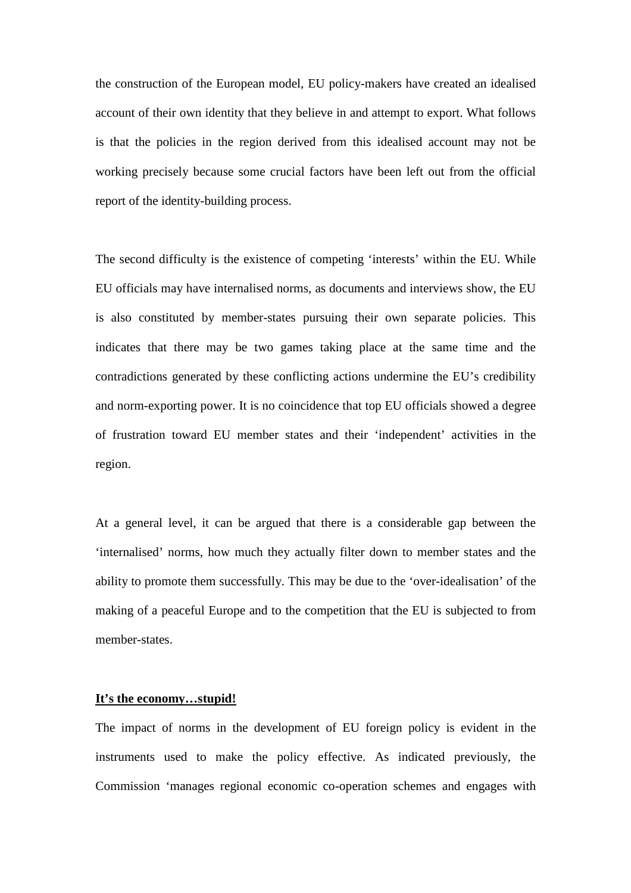the construction of the European model, EU policy-makers have created an idealised account of their own identity that they believe in and attempt to export. What follows is that the policies in the region derived from this idealised account may not be working precisely because some crucial factors have been left out from the official report of the identity-building process.

The second difficulty is the existence of competing 'interests' within the EU. While EU officials may have internalised norms, as documents and interviews show, the EU is also constituted by member-states pursuing their own separate policies. This indicates that there may be two games taking place at the same time and the contradictions generated by these conflicting actions undermine the EU's credibility and norm-exporting power. It is no coincidence that top EU officials showed a degree of frustration toward EU member states and their 'independent' activities in the region.

At a general level, it can be argued that there is a considerable gap between the 'internalised' norms, how much they actually filter down to member states and the ability to promote them successfully. This may be due to the 'over-idealisation' of the making of a peaceful Europe and to the competition that the EU is subjected to from member-states.

**It's the economy…stupid!**

The impact of norms in the development of EU foreign policy is evident in the instruments used to make the policy effective. As indicated previously, the Commission 'manages regional economic co-operation schemes and engages with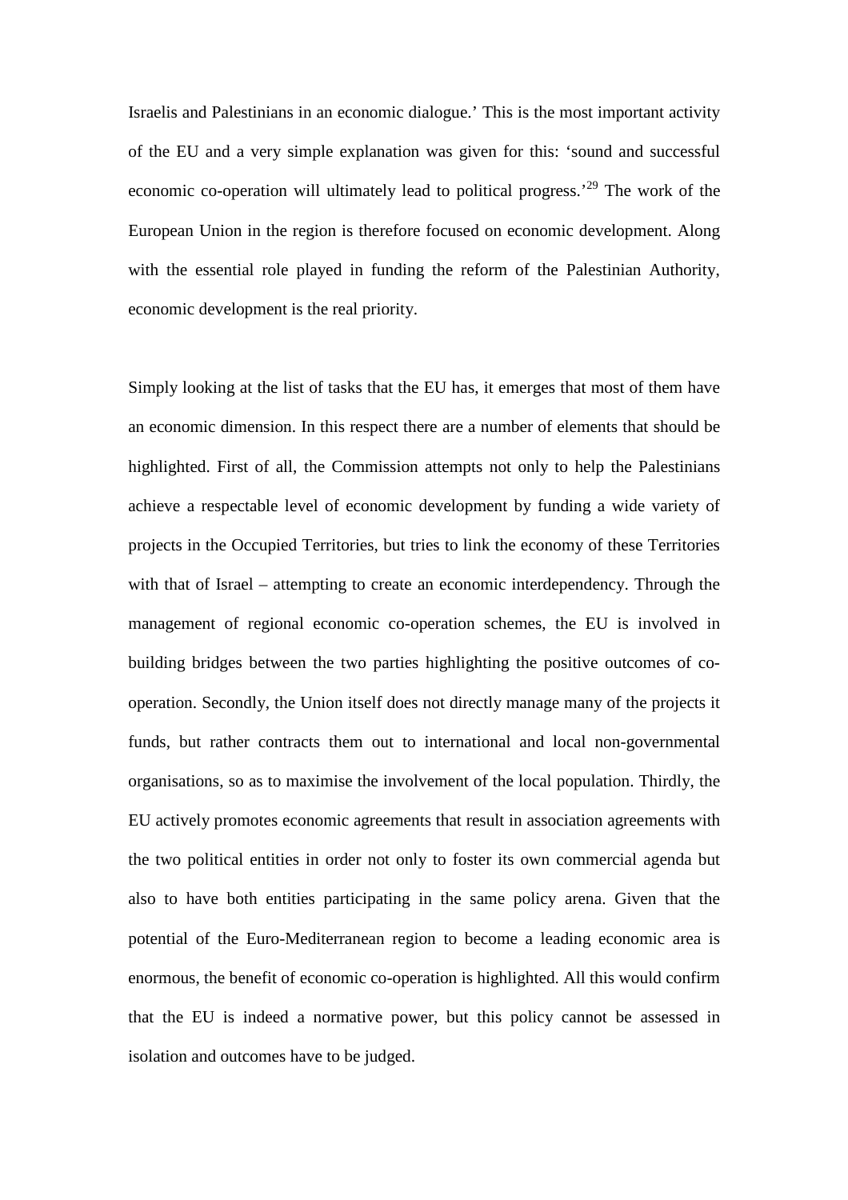Israelis and Palestinians in an economic dialogue.' This is the most important activity of the EU and a very simple explanation was given for this: 'sound and successful economic co-operation will ultimately lead to political progress.'[29] The work of the European Union in the region is therefore focused on economic development. Along with the essential role played in funding the reform of the Palestinian Authority, economic development is the real priority.

Simply looking at the list of tasks that the EU has, it emerges that most of them have an economic dimension. In this respect there are a number of elements that should be highlighted. First of all, the Commission attempts not only to help the Palestinians achieve a respectable level of economic development by funding a wide variety of projects in the Occupied Territories, but tries to link the economy of these Territories with that of Israel – attempting to create an economic interdependency. Through the management of regional economic co-operation schemes, the EU is involved in building bridges between the two parties highlighting the positive outcomes of co-operation. Secondly, the Union itself does not directly manage many of the projects it funds, but rather contracts them out to international and local non-governmental organisations, so as to maximise the involvement of the local population. Thirdly, the EU actively promotes economic agreements that result in association agreements with the two political entities in order not only to foster its own commercial agenda but also to have both entities participating in the same policy arena. Given that the potential of the Euro-Mediterranean region to become a leading economic area is enormous, the benefit of economic co-operation is highlighted. All this would confirm that the EU is indeed a normative power, but this policy cannot be assessed in isolation and outcomes have to be judged.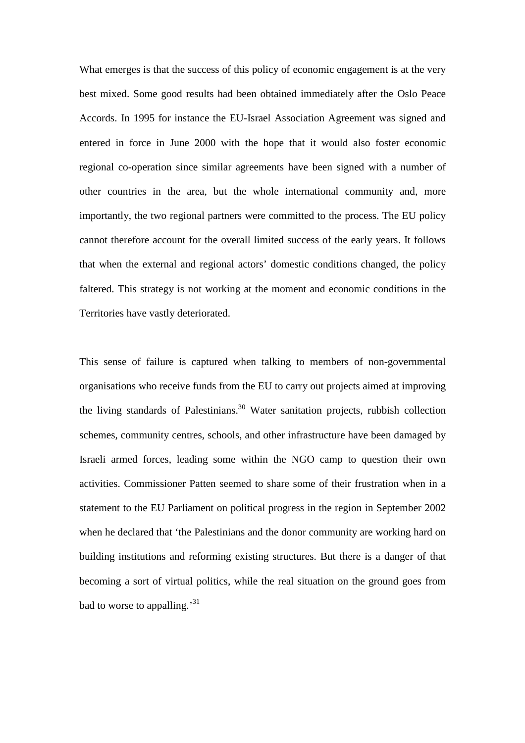What emerges is that the success of this policy of economic engagement is at the very best mixed. Some good results had been obtained immediately after the Oslo Peace Accords. In 1995 for instance the EU-Israel Association Agreement was signed and entered in force in June 2000 with the hope that it would also foster economic regional co-operation since similar agreements have been signed with a number of other countries in the area, but the whole international community and, more importantly, the two regional partners were committed to the process. The EU policy cannot therefore account for the overall limited success of the early years. It follows that when the external and regional actors' domestic conditions changed, the policy faltered. This strategy is not working at the moment and economic conditions in the Territories have vastly deteriorated.

This sense of failure is captured when talking to members of non-governmental organisations who receive funds from the EU to carry out projects aimed at improving the living standards of Palestinians.[30] Water sanitation projects, rubbish collection schemes, community centres, schools, and other infrastructure have been damaged by Israeli armed forces, leading some within the NGO camp to question their own activities. Commissioner Patten seemed to share some of their frustration when in a statement to the EU Parliament on political progress in the region in September 2002 when he declared that 'the Palestinians and the donor community are working hard on building institutions and reforming existing structures. But there is a danger of that becoming a sort of virtual politics, while the real situation on the ground goes from bad to worse to appalling.'[31]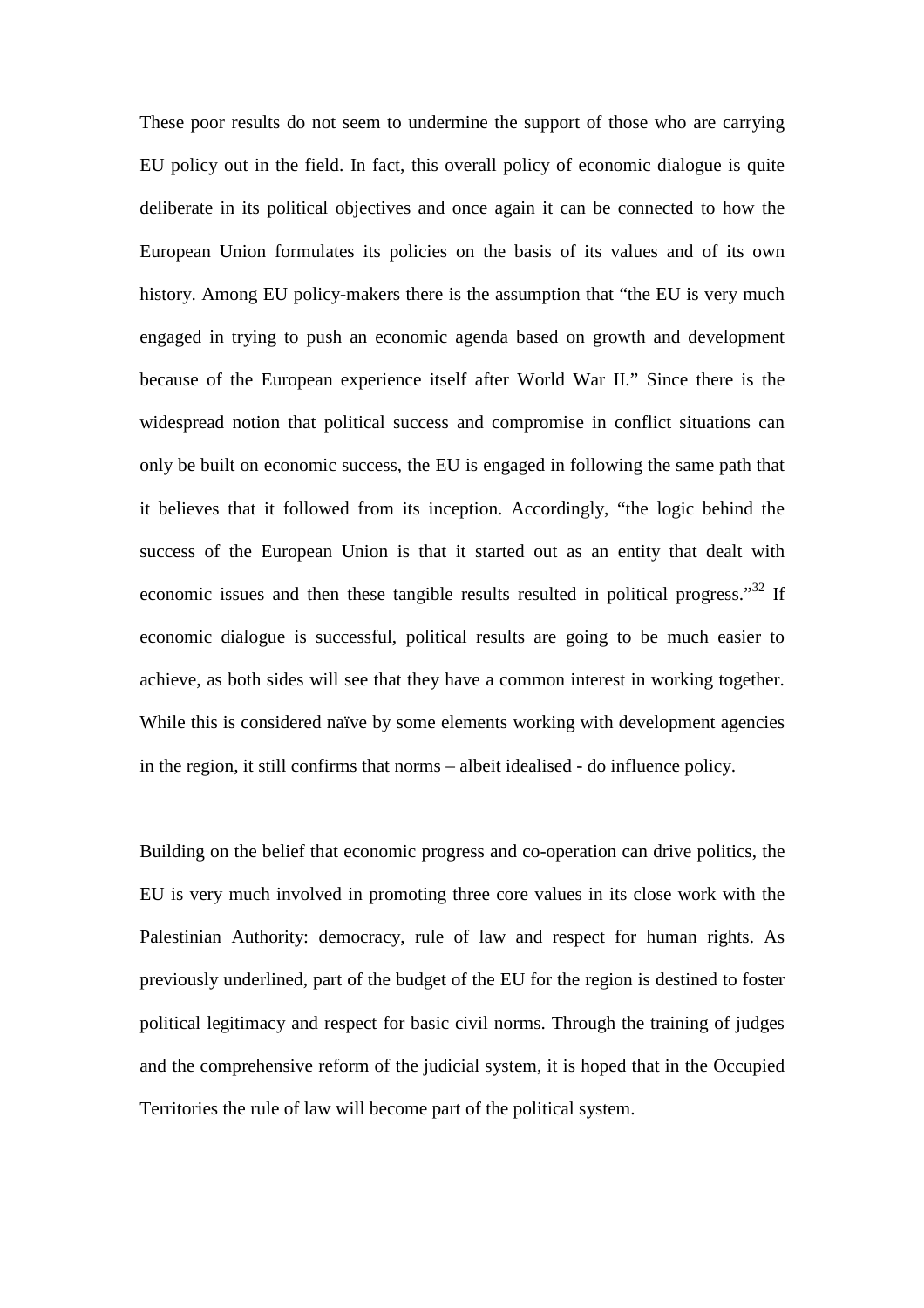These poor results do not seem to undermine the support of those who are carrying EU policy out in the field. In fact, this overall policy of economic dialogue is quite deliberate in its political objectives and once again it can be connected to how the European Union formulates its policies on the basis of its values and of its own history. Among EU policy-makers there is the assumption that "the EU is very much engaged in trying to push an economic agenda based on growth and development because of the European experience itself after World War II." Since there is the widespread notion that political success and compromise in conflict situations can only be built on economic success, the EU is engaged in following the same path that it believes that it followed from its inception. Accordingly, "the logic behind the success of the European Union is that it started out as an entity that dealt with economic issues and then these tangible results resulted in political progress."[32] If economic dialogue is successful, political results are going to be much easier to achieve, as both sides will see that they have a common interest in working together. While this is considered naïve by some elements working with development agencies in the region, it still confirms that norms – albeit idealised - do influence policy.

Building on the belief that economic progress and co-operation can drive politics, the EU is very much involved in promoting three core values in its close work with the Palestinian Authority: democracy, rule of law and respect for human rights. As previously underlined, part of the budget of the EU for the region is destined to foster political legitimacy and respect for basic civil norms. Through the training of judges and the comprehensive reform of the judicial system, it is hoped that in the Occupied Territories the rule of law will become part of the political system.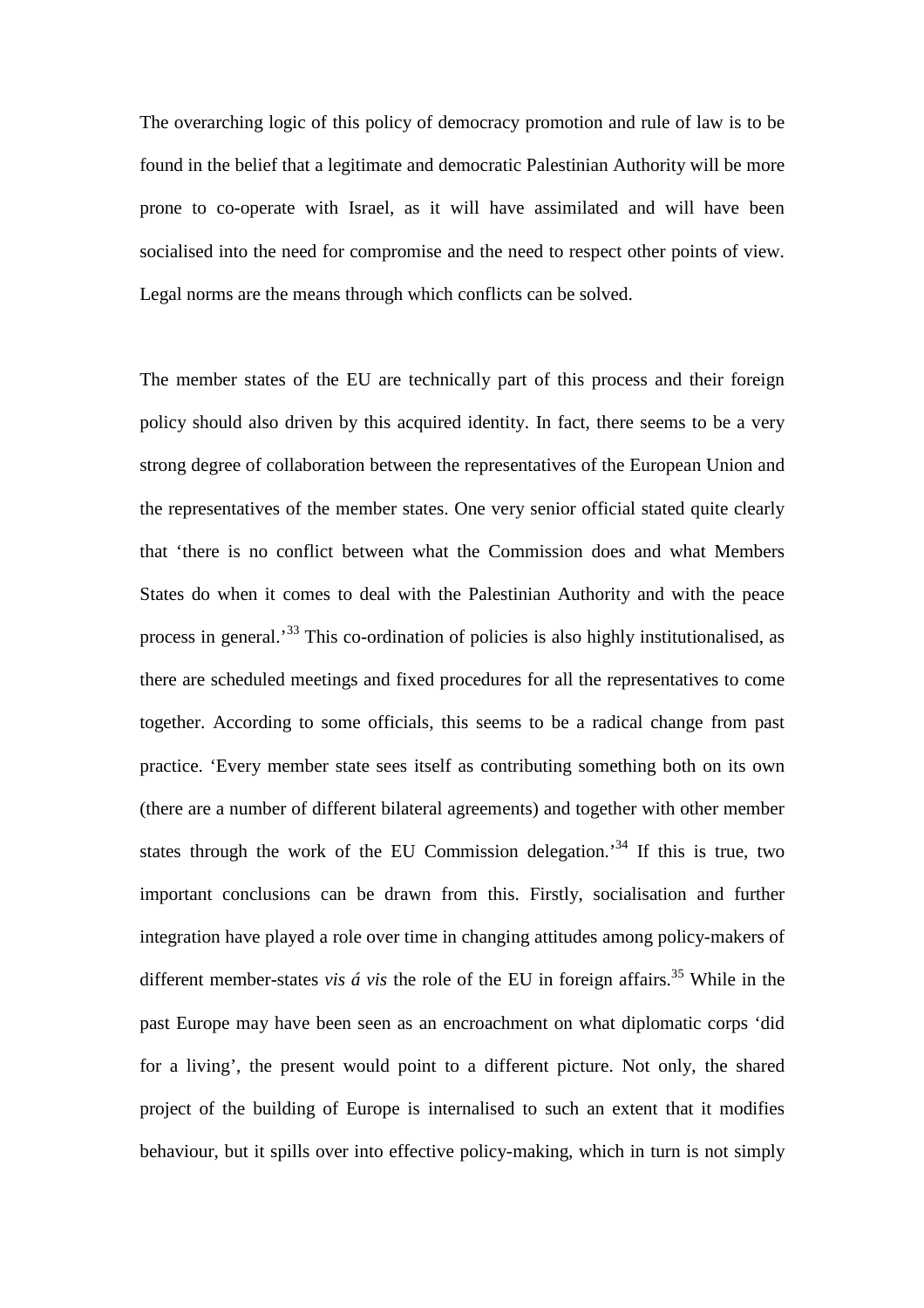The overarching logic of this policy of democracy promotion and rule of law is to be found in the belief that a legitimate and democratic Palestinian Authority will be more prone to co-operate with Israel, as it will have assimilated and will have been socialised into the need for compromise and the need to respect other points of view. Legal norms are the means through which conflicts can be solved.

The member states of the EU are technically part of this process and their foreign policy should also driven by this acquired identity. In fact, there seems to be a very strong degree of collaboration between the representatives of the European Union and the representatives of the member states. One very senior official stated quite clearly that 'there is no conflict between what the Commission does and what Members States do when it comes to deal with the Palestinian Authority and with the peace process in general.'[33] This co-ordination of policies is also highly institutionalised, as there are scheduled meetings and fixed procedures for all the representatives to come together. According to some officials, this seems to be a radical change from past practice. 'Every member state sees itself as contributing something both on its own (there are a number of different bilateral agreements) and together with other member states through the work of the EU Commission delegation.'[34] If this is true, two important conclusions can be drawn from this. Firstly, socialisation and further integration have played a role over time in changing attitudes among policy-makers of different member-states *vis á vis* the role of the EU in foreign affairs.[35] While in the past Europe may have been seen as an encroachment on what diplomatic corps 'did for a living', the present would point to a different picture. Not only, the shared project of the building of Europe is internalised to such an extent that it modifies behaviour, but it spills over into effective policy-making, which in turn is not simply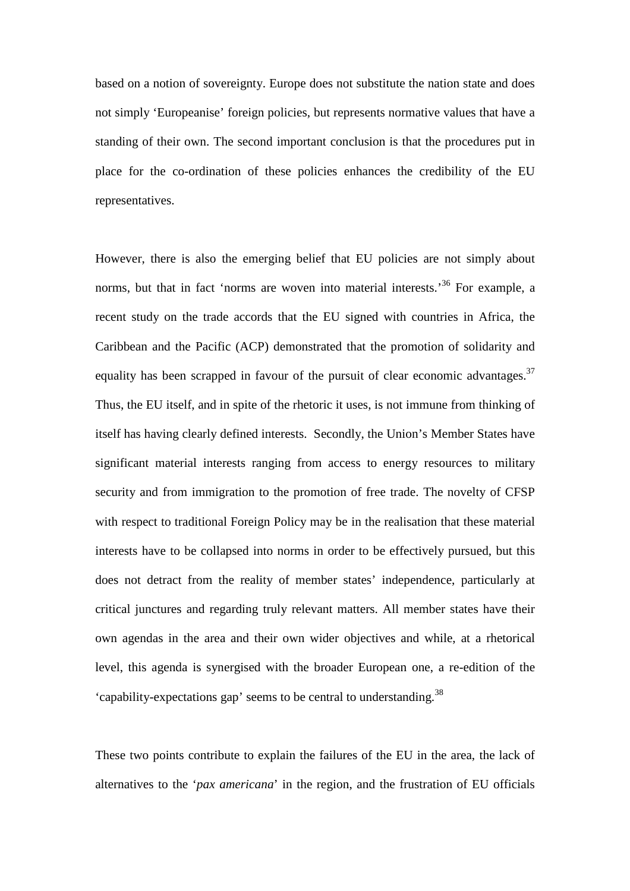based on a notion of sovereignty. Europe does not substitute the nation state and does not simply 'Europeanise' foreign policies, but represents normative values that have a standing of their own. The second important conclusion is that the procedures put in place for the co-ordination of these policies enhances the credibility of the EU representatives.

However, there is also the emerging belief that EU policies are not simply about norms, but that in fact 'norms are woven into material interests.'[36] For example, a recent study on the trade accords that the EU signed with countries in Africa, the Caribbean and the Pacific (ACP) demonstrated that the promotion of solidarity and equality has been scrapped in favour of the pursuit of clear economic advantages.[37] Thus, the EU itself, and in spite of the rhetoric it uses, is not immune from thinking of itself has having clearly defined interests. Secondly, the Union's Member States have significant material interests ranging from access to energy resources to military security and from immigration to the promotion of free trade. The novelty of CFSP with respect to traditional Foreign Policy may be in the realisation that these material interests have to be collapsed into norms in order to be effectively pursued, but this does not detract from the reality of member states' independence, particularly at critical junctures and regarding truly relevant matters. All member states have their own agendas in the area and their own wider objectives and while, at a rhetorical level, this agenda is synergised with the broader European one, a re-edition of the 'capability-expectations gap' seems to be central to understanding.[38]

These two points contribute to explain the failures of the EU in the area, the lack of alternatives to the '*pax americana*' in the region, and the frustration of EU officials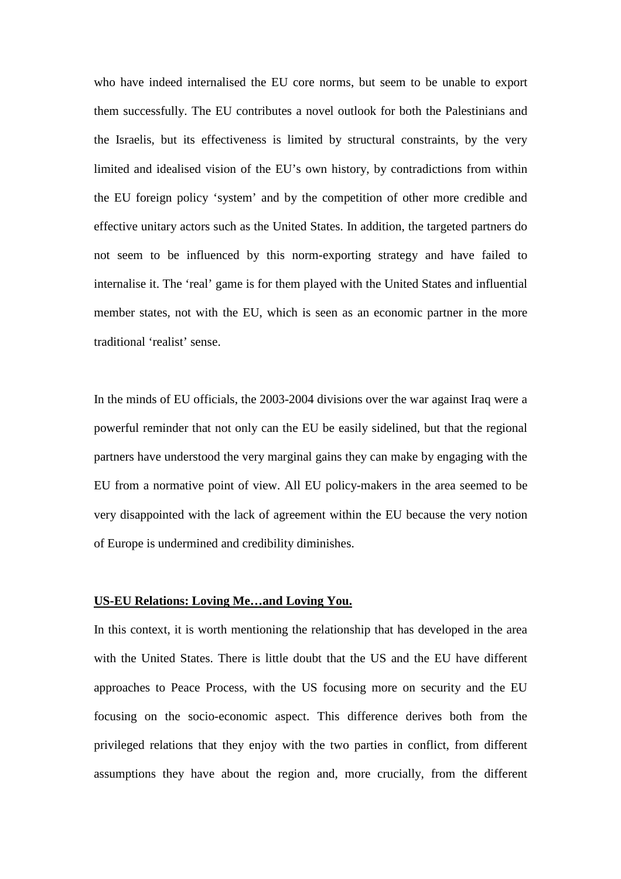who have indeed internalised the EU core norms, but seem to be unable to export them successfully. The EU contributes a novel outlook for both the Palestinians and the Israelis, but its effectiveness is limited by structural constraints, by the very limited and idealised vision of the EU's own history, by contradictions from within the EU foreign policy 'system' and by the competition of other more credible and effective unitary actors such as the United States. In addition, the targeted partners do not seem to be influenced by this norm-exporting strategy and have failed to internalise it. The 'real' game is for them played with the United States and influential member states, not with the EU, which is seen as an economic partner in the more traditional 'realist' sense.

In the minds of EU officials, the 2003-2004 divisions over the war against Iraq were a powerful reminder that not only can the EU be easily sidelined, but that the regional partners have understood the very marginal gains they can make by engaging with the EU from a normative point of view. All EU policy-makers in the area seemed to be very disappointed with the lack of agreement within the EU because the very notion of Europe is undermined and credibility diminishes.

## US-EU Relations: Loving Me…and Loving You.

In this context, it is worth mentioning the relationship that has developed in the area with the United States. There is little doubt that the US and the EU have different approaches to Peace Process, with the US focusing more on security and the EU focusing on the socio-economic aspect. This difference derives both from the privileged relations that they enjoy with the two parties in conflict, from different assumptions they have about the region and, more crucially, from the different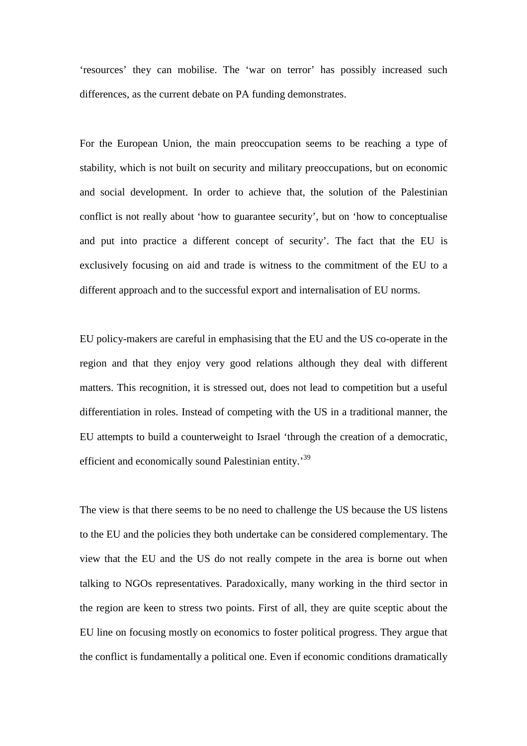'resources' they can mobilise. The 'war on terror' has possibly increased such differences, as the current debate on PA funding demonstrates.

For the European Union, the main preoccupation seems to be reaching a type of stability, which is not built on security and military preoccupations, but on economic and social development. In order to achieve that, the solution of the Palestinian conflict is not really about 'how to guarantee security', but on 'how to conceptualise and put into practice a different concept of security'. The fact that the EU is exclusively focusing on aid and trade is witness to the commitment of the EU to a different approach and to the successful export and internalisation of EU norms.

EU policy-makers are careful in emphasising that the EU and the US co-operate in the region and that they enjoy very good relations although they deal with different matters. This recognition, it is stressed out, does not lead to competition but a useful differentiation in roles. Instead of competing with the US in a traditional manner, the EU attempts to build a counterweight to Israel 'through the creation of a democratic, efficient and economically sound Palestinian entity.'[39]

The view is that there seems to be no need to challenge the US because the US listens to the EU and the policies they both undertake can be considered complementary. The view that the EU and the US do not really compete in the area is borne out when talking to NGOs representatives. Paradoxically, many working in the third sector in the region are keen to stress two points. First of all, they are quite sceptic about the EU line on focusing mostly on economics to foster political progress. They argue that the conflict is fundamentally a political one. Even if economic conditions dramatically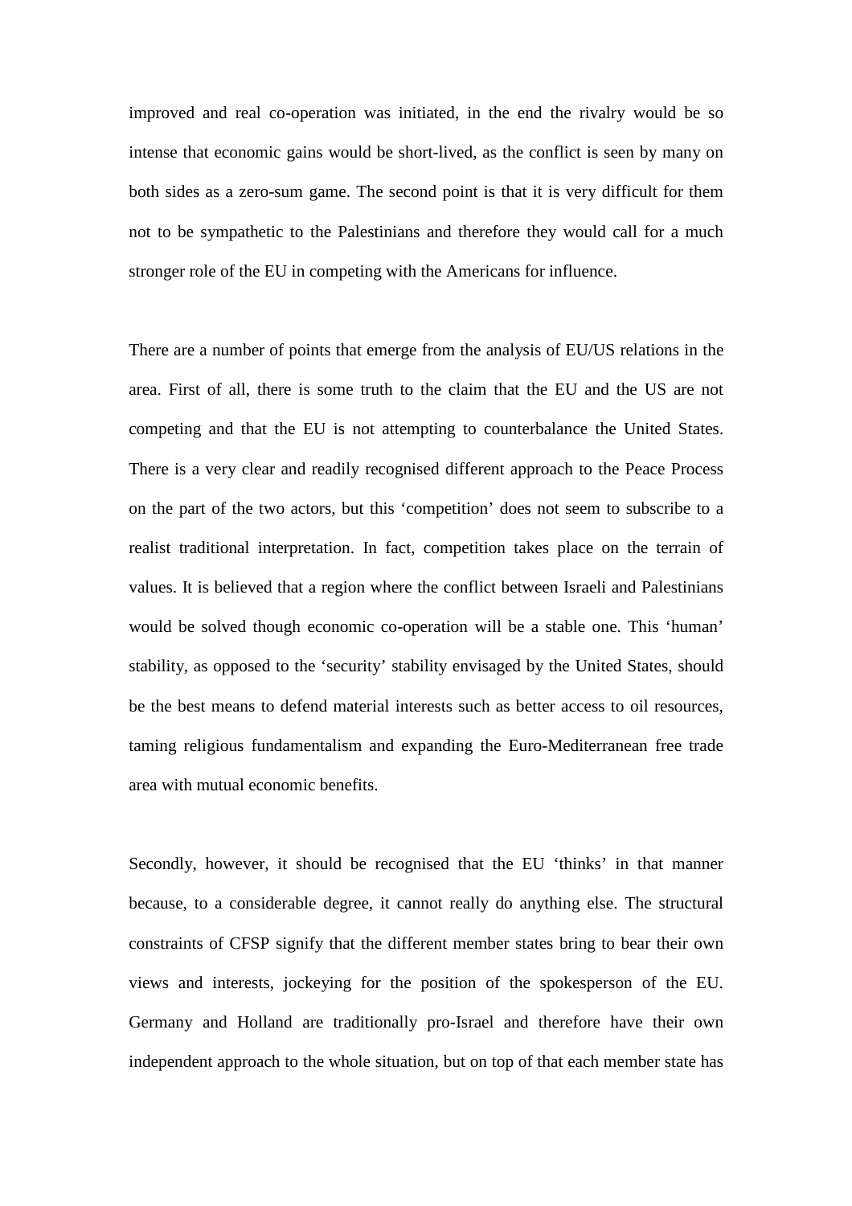improved and real co-operation was initiated, in the end the rivalry would be so intense that economic gains would be short-lived, as the conflict is seen by many on both sides as a zero-sum game. The second point is that it is very difficult for them not to be sympathetic to the Palestinians and therefore they would call for a much stronger role of the EU in competing with the Americans for influence.

There are a number of points that emerge from the analysis of EU/US relations in the area. First of all, there is some truth to the claim that the EU and the US are not competing and that the EU is not attempting to counterbalance the United States. There is a very clear and readily recognised different approach to the Peace Process on the part of the two actors, but this 'competition' does not seem to subscribe to a realist traditional interpretation. In fact, competition takes place on the terrain of values. It is believed that a region where the conflict between Israeli and Palestinians would be solved though economic co-operation will be a stable one. This 'human' stability, as opposed to the 'security' stability envisaged by the United States, should be the best means to defend material interests such as better access to oil resources, taming religious fundamentalism and expanding the Euro-Mediterranean free trade area with mutual economic benefits.

Secondly, however, it should be recognised that the EU 'thinks' in that manner because, to a considerable degree, it cannot really do anything else. The structural constraints of CFSP signify that the different member states bring to bear their own views and interests, jockeying for the position of the spokesperson of the EU. Germany and Holland are traditionally pro-Israel and therefore have their own independent approach to the whole situation, but on top of that each member state has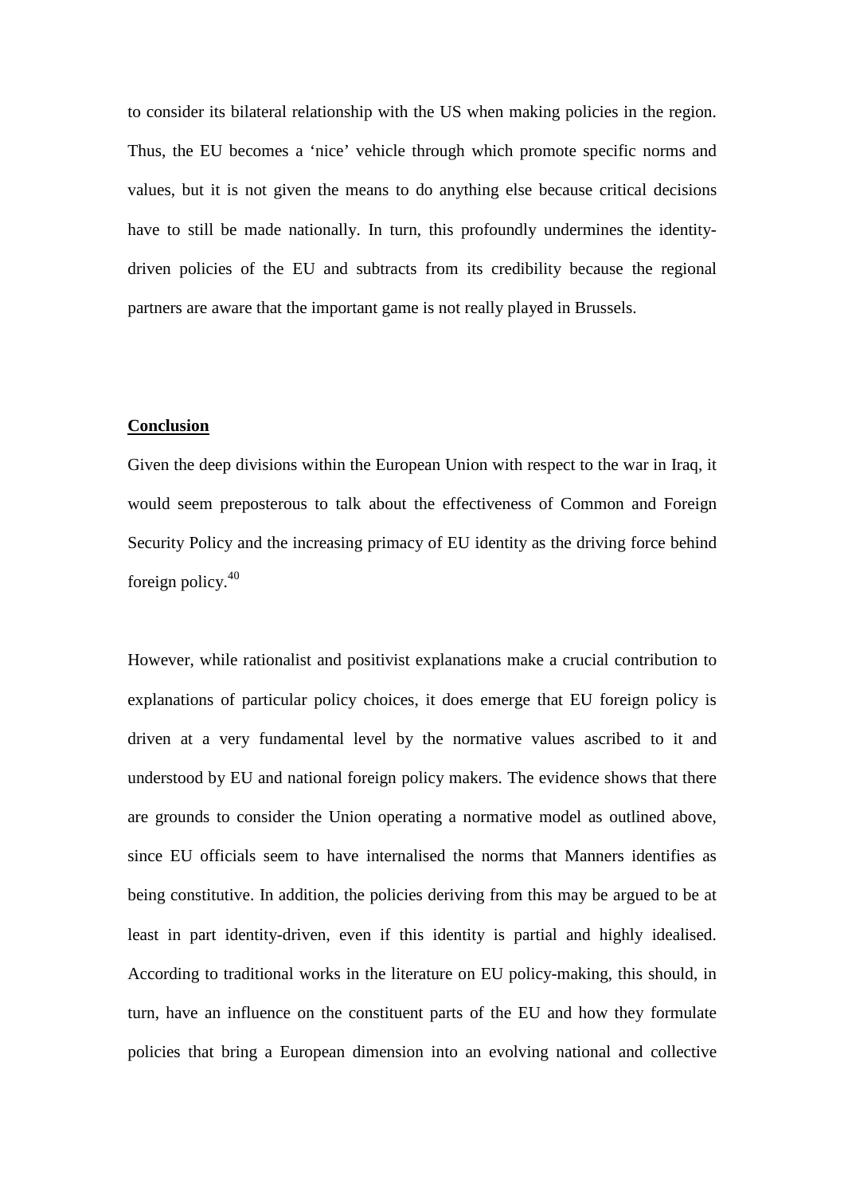to consider its bilateral relationship with the US when making policies in the region. Thus, the EU becomes a 'nice' vehicle through which promote specific norms and values, but it is not given the means to do anything else because critical decisions have to still be made nationally. In turn, this profoundly undermines the identity-driven policies of the EU and subtracts from its credibility because the regional partners are aware that the important game is not really played in Brussels.

## Conclusion

Given the deep divisions within the European Union with respect to the war in Iraq, it would seem preposterous to talk about the effectiveness of Common and Foreign Security Policy and the increasing primacy of EU identity as the driving force behind foreign policy.[40]

However, while rationalist and positivist explanations make a crucial contribution to explanations of particular policy choices, it does emerge that EU foreign policy is driven at a very fundamental level by the normative values ascribed to it and understood by EU and national foreign policy makers. The evidence shows that there are grounds to consider the Union operating a normative model as outlined above, since EU officials seem to have internalised the norms that Manners identifies as being constitutive. In addition, the policies deriving from this may be argued to be at least in part identity-driven, even if this identity is partial and highly idealised. According to traditional works in the literature on EU policy-making, this should, in turn, have an influence on the constituent parts of the EU and how they formulate policies that bring a European dimension into an evolving national and collective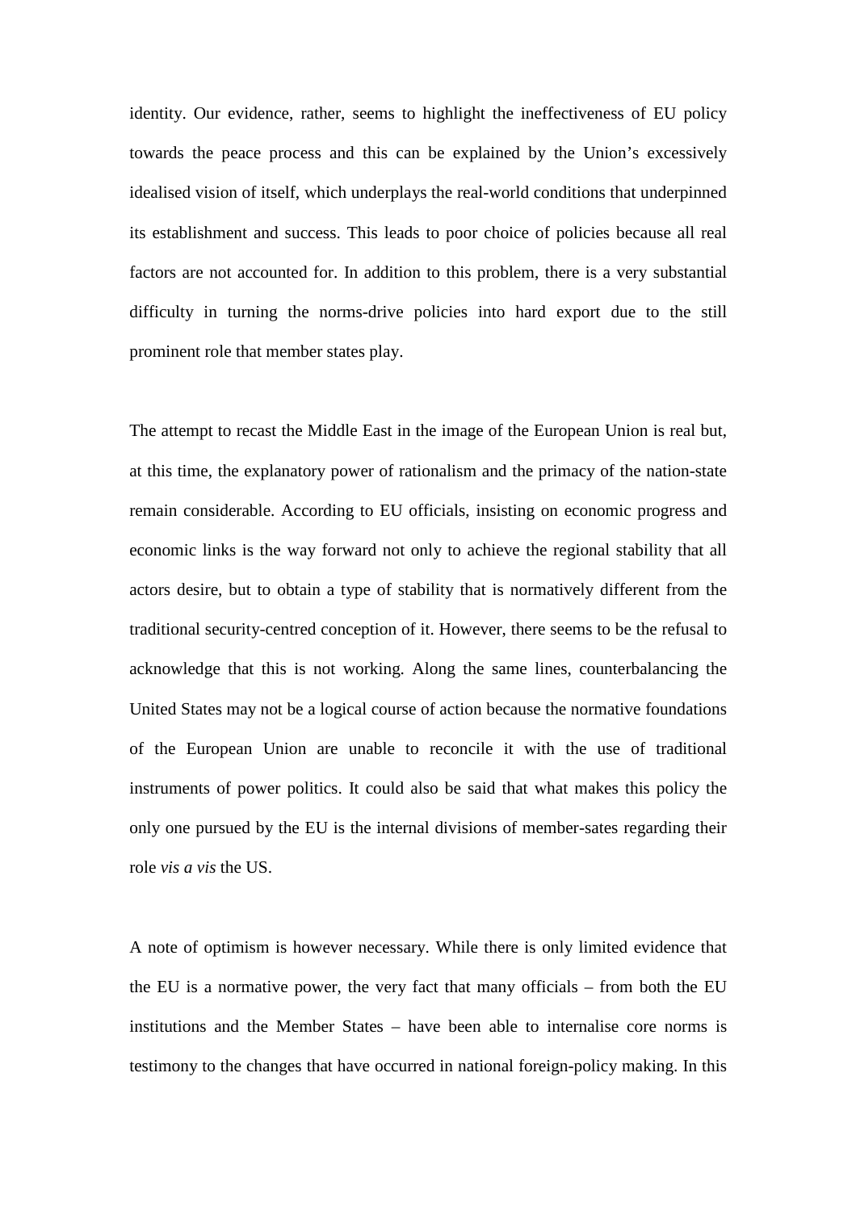identity. Our evidence, rather, seems to highlight the ineffectiveness of EU policy towards the peace process and this can be explained by the Union's excessively idealised vision of itself, which underplays the real-world conditions that underpinned its establishment and success. This leads to poor choice of policies because all real factors are not accounted for. In addition to this problem, there is a very substantial difficulty in turning the norms-drive policies into hard export due to the still prominent role that member states play.

The attempt to recast the Middle East in the image of the European Union is real but, at this time, the explanatory power of rationalism and the primacy of the nation-state remain considerable. According to EU officials, insisting on economic progress and economic links is the way forward not only to achieve the regional stability that all actors desire, but to obtain a type of stability that is normatively different from the traditional security-centred conception of it. However, there seems to be the refusal to acknowledge that this is not working. Along the same lines, counterbalancing the United States may not be a logical course of action because the normative foundations of the European Union are unable to reconcile it with the use of traditional instruments of power politics. It could also be said that what makes this policy the only one pursued by the EU is the internal divisions of member-sates regarding their role *vis a vis* the US.

A note of optimism is however necessary. While there is only limited evidence that the EU is a normative power, the very fact that many officials – from both the EU institutions and the Member States – have been able to internalise core norms is testimony to the changes that have occurred in national foreign-policy making. In this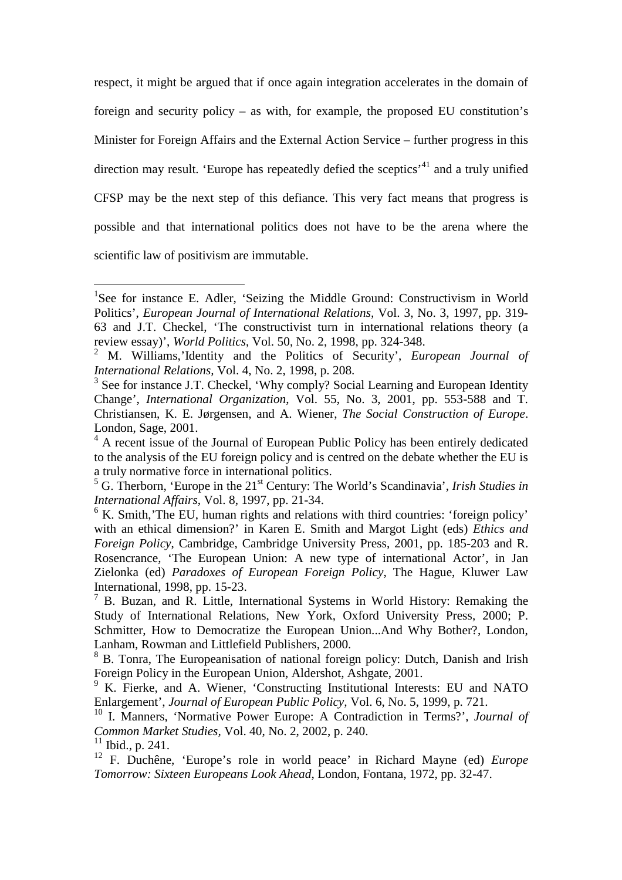respect, it might be argued that if once again integration accelerates in the domain of foreign and security policy – as with, for example, the proposed EU constitution's Minister for Foreign Affairs and the External Action Service – further progress in this direction may result. 'Europe has repeatedly defied the sceptics'[41] and a truly unified CFSP may be the next step of this defiance. This very fact means that progress is possible and that international politics does not have to be the arena where the scientific law of positivism are immutable.

---

[1]See for instance E. Adler, 'Seizing the Middle Ground: Constructivism in World Politics', *European Journal of International Relations*, Vol. 3, No. 3, 1997, pp. 319-63 and J.T. Checkel, 'The constructivist turn in international relations theory (a review essay)', *World Politics*, Vol. 50, No. 2, 1998, pp. 324-348.

[2] M. Williams,'Identity and the Politics of Security', *European Journal of International Relations*, Vol. 4, No. 2, 1998, p. 208.

[3] See for instance J.T. Checkel, 'Why comply? Social Learning and European Identity Change', *International Organization*, Vol. 55, No. 3, 2001, pp. 553-588 and T. Christiansen, K. E. Jørgensen, and A. Wiener, *The Social Construction of Europe*. London, Sage, 2001.

[4] A recent issue of the Journal of European Public Policy has been entirely dedicated to the analysis of the EU foreign policy and is centred on the debate whether the EU is a truly normative force in international politics.

[5] G. Therborn, 'Europe in the 21st Century: The World's Scandinavia', *Irish Studies in International Affairs*, Vol. 8, 1997, pp. 21-34.

[6] K. Smith,'The EU, human rights and relations with third countries: 'foreign policy' with an ethical dimension?' in Karen E. Smith and Margot Light (eds) *Ethics and Foreign Policy*, Cambridge, Cambridge University Press, 2001, pp. 185-203 and R. Rosencrance, 'The European Union: A new type of international Actor', in Jan Zielonka (ed) *Paradoxes of European Foreign Policy*, The Hague, Kluwer Law International, 1998, pp. 15-23.

[7] B. Buzan, and R. Little, International Systems in World History: Remaking the Study of International Relations, New York, Oxford University Press, 2000; P. Schmitter, How to Democratize the European Union...And Why Bother?, London, Lanham, Rowman and Littlefield Publishers, 2000.

[8] B. Tonra, The Europeanisation of national foreign policy: Dutch, Danish and Irish Foreign Policy in the European Union, Aldershot, Ashgate, 2001.

[9] K. Fierke, and A. Wiener, 'Constructing Institutional Interests: EU and NATO Enlargement', *Journal of European Public Policy*, Vol. 6, No. 5, 1999, p. 721.

[10] I. Manners, 'Normative Power Europe: A Contradiction in Terms?', *Journal of Common Market Studies*, Vol. 40, No. 2, 2002, p. 240.

[11] Ibid., p. 241.

[12] F. Duchêne, 'Europe's role in world peace' in Richard Mayne (ed) *Europe Tomorrow: Sixteen Europeans Look Ahead*, London, Fontana, 1972, pp. 32-47.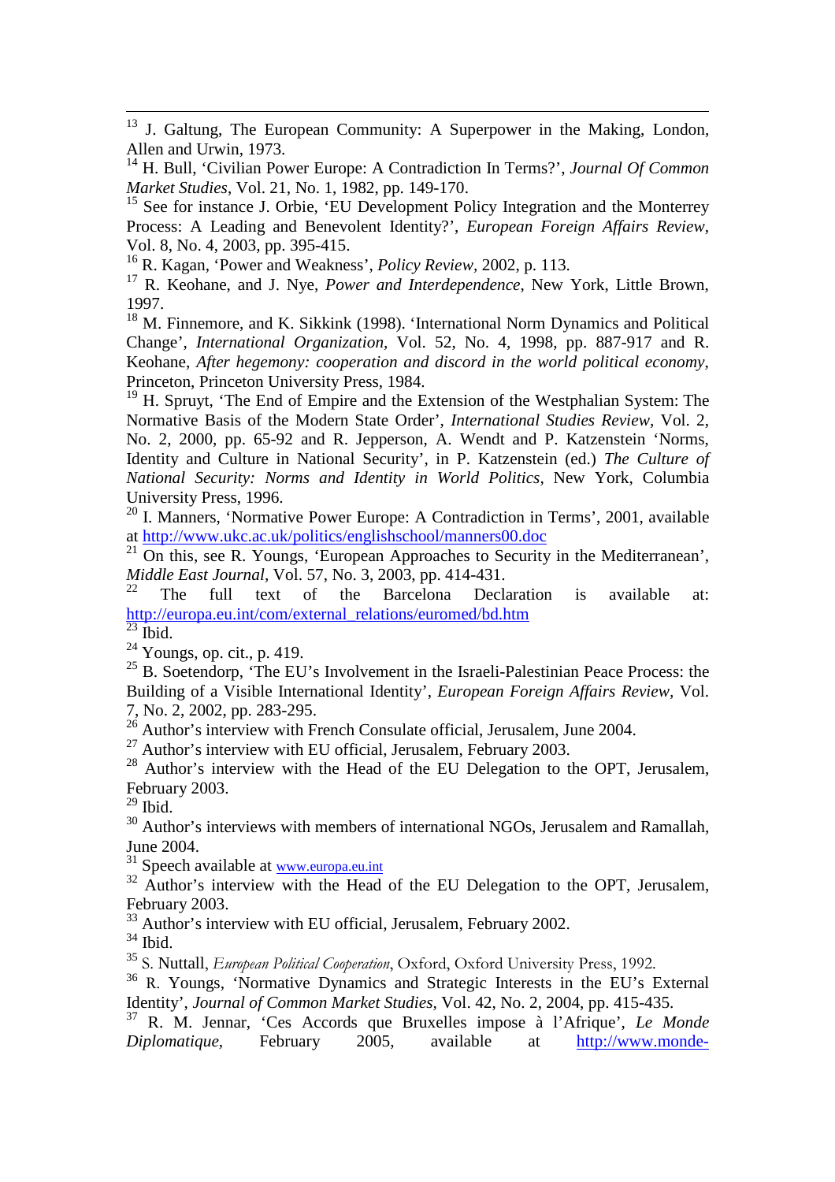[13] J. Galtung, The European Community: A Superpower in the Making, London, Allen and Urwin, 1973.

[14] H. Bull, 'Civilian Power Europe: A Contradiction In Terms?', *Journal Of Common Market Studies*, Vol. 21, No. 1, 1982, pp. 149-170.

[15] See for instance J. Orbie, 'EU Development Policy Integration and the Monterrey Process: A Leading and Benevolent Identity?', *European Foreign Affairs Review*, Vol. 8, No. 4, 2003, pp. 395-415.

[16] R. Kagan, 'Power and Weakness', *Policy Review*, 2002, p. 113.

[17] R. Keohane, and J. Nye, *Power and Interdependence*, New York, Little Brown, 1997.

[18] M. Finnemore, and K. Sikkink (1998). 'International Norm Dynamics and Political Change', *International Organization*, Vol. 52, No. 4, 1998, pp. 887-917 and R. Keohane, *After hegemony: cooperation and discord in the world political economy*, Princeton, Princeton University Press, 1984.

[19] H. Spruyt, 'The End of Empire and the Extension of the Westphalian System: The Normative Basis of the Modern State Order', *International Studies Review*, Vol. 2, No. 2, 2000, pp. 65-92 and R. Jepperson, A. Wendt and P. Katzenstein 'Norms, Identity and Culture in National Security', in P. Katzenstein (ed.) *The Culture of National Security: Norms and Identity in World Politics*, New York, Columbia University Press, 1996.

[20] I. Manners, 'Normative Power Europe: A Contradiction in Terms', 2001, available at http://www.ukc.ac.uk/politics/englishschool/manners00.doc

[21] On this, see R. Youngs, 'European Approaches to Security in the Mediterranean', *Middle East Journal*, Vol. 57, No. 3, 2003, pp. 414-431.

[22] The full text of the Barcelona Declaration is available at: http://europa.eu.int/com/external_relations/euromed/bd.htm

[23] Ibid.

[24] Youngs, op. cit., p. 419.

[25] B. Soetendorp, 'The EU's Involvement in the Israeli-Palestinian Peace Process: the Building of a Visible International Identity', *European Foreign Affairs Review*, Vol. 7, No. 2, 2002, pp. 283-295.

[26] Author's interview with French Consulate official, Jerusalem, June 2004.

[27] Author's interview with EU official, Jerusalem, February 2003.

[28] Author's interview with the Head of the EU Delegation to the OPT, Jerusalem, February 2003.

[29] Ibid.

[30] Author's interviews with members of international NGOs, Jerusalem and Ramallah, June 2004.

[31] Speech available at www.europa.eu.int

[32] Author's interview with the Head of the EU Delegation to the OPT, Jerusalem, February 2003.

[33] Author's interview with EU official, Jerusalem, February 2002.

[34] Ibid.

[35] S. Nuttall, *European Political Cooperation*, Oxford, Oxford University Press, 1992.

[36] R. Youngs, 'Normative Dynamics and Strategic Interests in the EU's External Identity', *Journal of Common Market Studies*, Vol. 42, No. 2, 2004, pp. 415-435.

[37] R. M. Jennar, 'Ces Accords que Bruxelles impose à l'Afrique', *Le Monde Diplomatique*, February 2005, available at http://www.monde-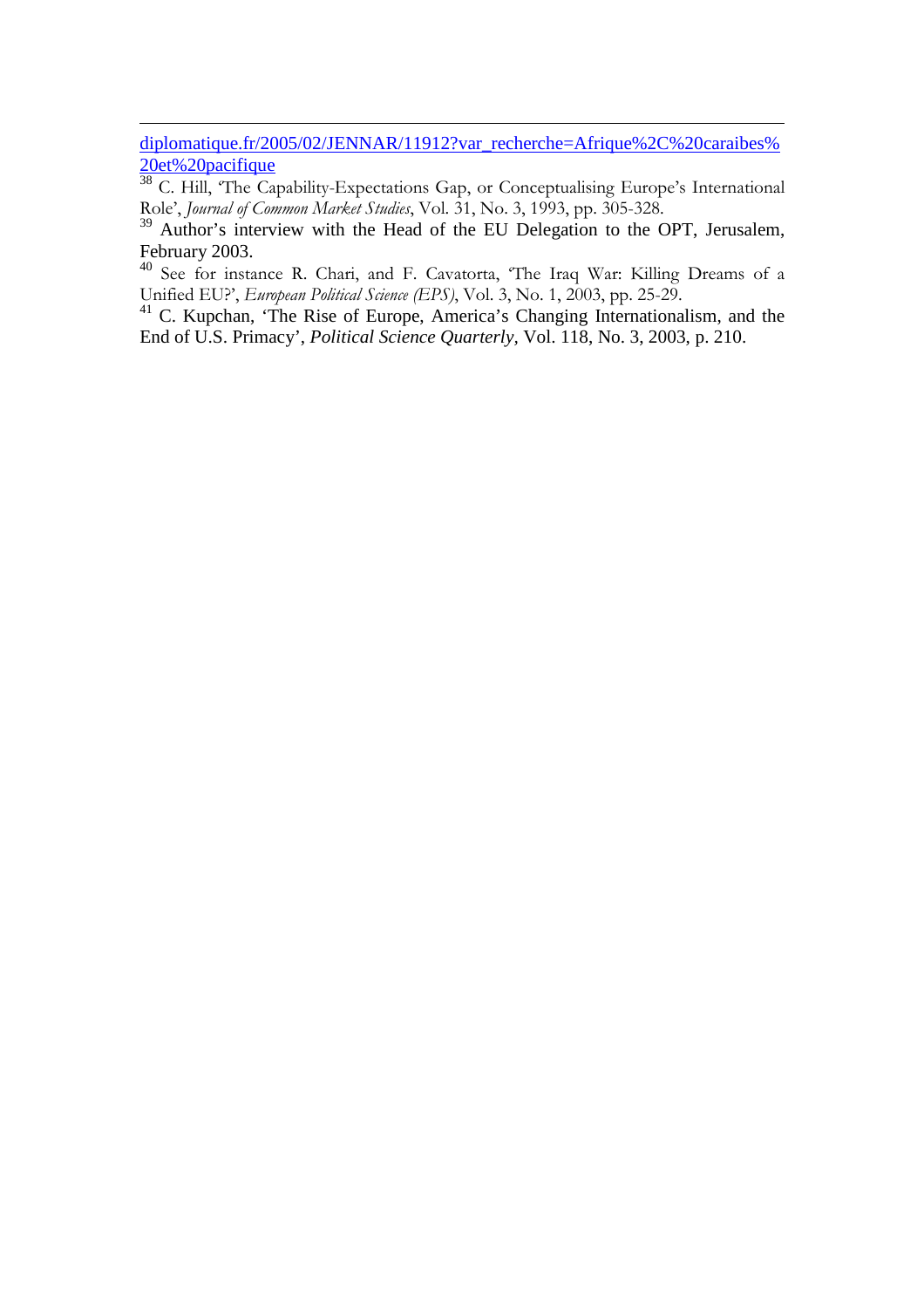diplomatique.fr/2005/02/JENNAR/11912?var_recherche=Afrique%2C%20caraibes%20et%20pacifique

[38] C. Hill, 'The Capability-Expectations Gap, or Conceptualising Europe's International Role', *Journal of Common Market Studies*, Vol. 31, No. 3, 1993, pp. 305-328.

[39] Author's interview with the Head of the EU Delegation to the OPT, Jerusalem, February 2003.

[40] See for instance R. Chari, and F. Cavatorta, 'The Iraq War: Killing Dreams of a Unified EU?', *European Political Science (EPS)*, Vol. 3, No. 1, 2003, pp. 25-29.

[41] C. Kupchan, 'The Rise of Europe, America's Changing Internationalism, and the End of U.S. Primacy', *Political Science Quarterly*, Vol. 118, No. 3, 2003, p. 210.